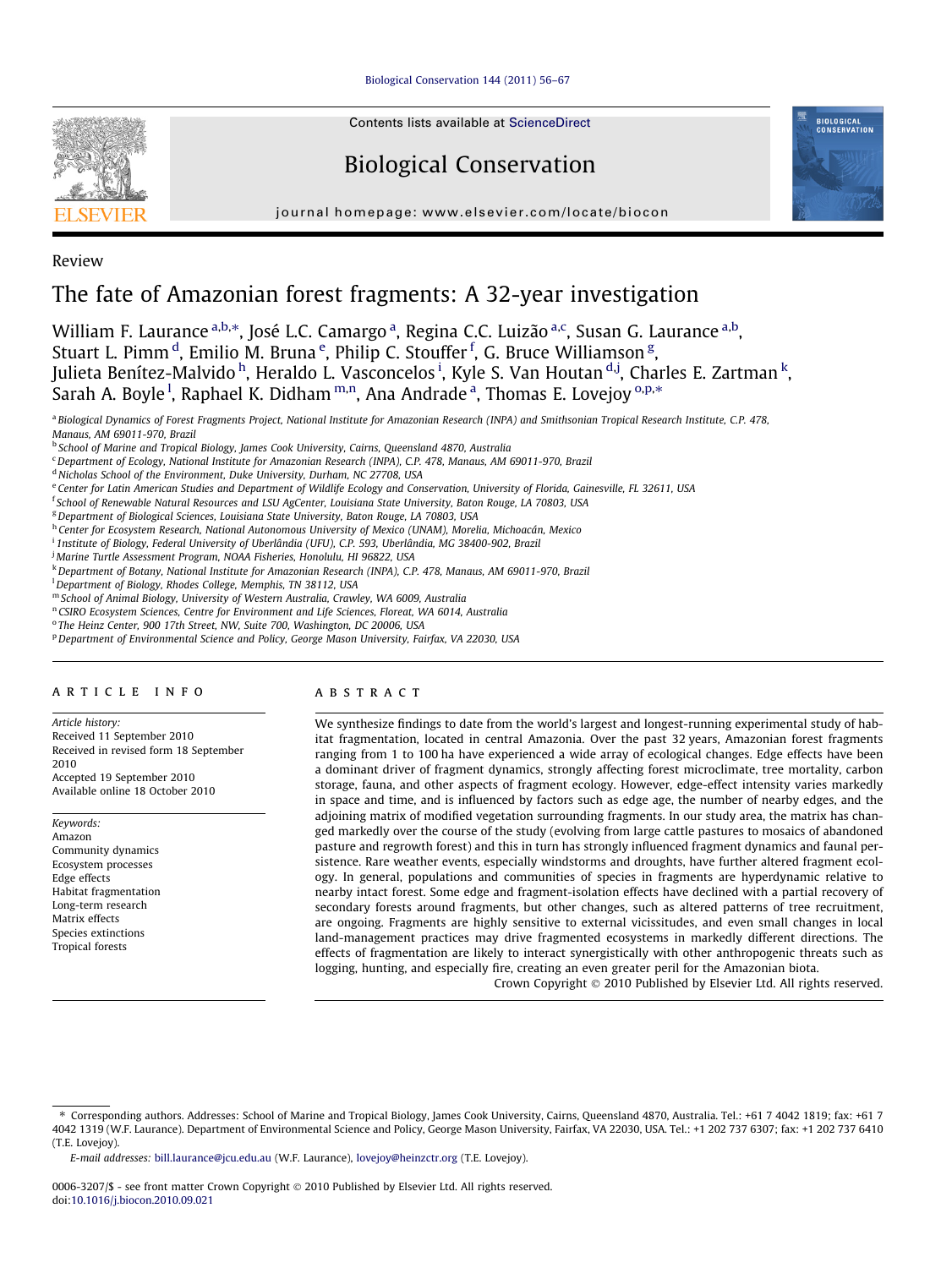Review

# The fate of Amazonian forest fragments: A 32-year investigation

William F. Laurance [a,b,*], José L.C. Camargo [a], Regina C.C. Luizão [a,c], Susan G. Laurance [a,b], Stuart L. Pimm [d], Emilio M. Bruna [e], Philip C. Stouffer [f], G. Bruce Williamson [g], Julieta Benítez-Malvido [h], Heraldo L. Vasconcelos [i], Kyle S. Van Houtan [d,j], Charles E. Zartman [k], Sarah A. Boyle [l], Raphael K. Didham [m,n], Ana Andrade [a], Thomas E. Lovejoy [o,p,*]

[a] Biological Dynamics of Forest Fragments Project, National Institute for Amazonian Research (INPA) and Smithsonian Tropical Research Institute, C.P. 478, Manaus, AM 69011-970, Brazil
[b] School of Marine and Tropical Biology, James Cook University, Cairns, Queensland 4870, Australia
[c] Department of Ecology, National Institute for Amazonian Research (INPA), C.P. 478, Manaus, AM 69011-970, Brazil
[d] Nicholas School of the Environment, Duke University, Durham, NC 27708, USA
[e] Center for Latin American Studies and Department of Wildlife Ecology and Conservation, University of Florida, Gainesville, FL 32611, USA
[f] School of Renewable Natural Resources and LSU AgCenter, Louisiana State University, Baton Rouge, LA 70803, USA
[g] Department of Biological Sciences, Louisiana State University, Baton Rouge, LA 70803, USA
[h] Center for Ecosystem Research, National Autonomous University of Mexico (UNAM), Morelia, Michoacán, Mexico
[i] Institute of Biology, Federal University of Uberlândia (UFU), C.P. 593, Uberlândia, MG 38400-902, Brazil
[j] Marine Turtle Assessment Program, NOAA Fisheries, Honolulu, HI 96822, USA
[k] Department of Botany, National Institute for Amazonian Research (INPA), C.P. 478, Manaus, AM 69011-970, Brazil
[l] Department of Biology, Rhodes College, Memphis, TN 38112, USA
[m] School of Animal Biology, University of Western Australia, Crawley, WA 6009, Australia
[n] CSIRO Ecosystem Sciences, Centre for Environment and Life Sciences, Floreat, WA 6014, Australia
[o] The Heinz Center, 900 17th Street, NW, Suite 700, Washington, DC 20006, USA
[p] Department of Environmental Science and Policy, George Mason University, Fairfax, VA 22030, USA

## ARTICLE INFO

*Article history:*
Received 11 September 2010
Received in revised form 18 September 2010
Accepted 19 September 2010
Available online 18 October 2010

*Keywords:*
Amazon
Community dynamics
Ecosystem processes
Edge effects
Habitat fragmentation
Long-term research
Matrix effects
Species extinctions
Tropical forests

## ABSTRACT

We synthesize findings to date from the world's largest and longest-running experimental study of habitat fragmentation, located in central Amazonia. Over the past 32 years, Amazonian forest fragments ranging from 1 to 100 ha have experienced a wide array of ecological changes. Edge effects have been a dominant driver of fragment dynamics, strongly affecting forest microclimate, tree mortality, carbon storage, fauna, and other aspects of fragment ecology. However, edge-effect intensity varies markedly in space and time, and is influenced by factors such as edge age, the number of nearby edges, and the adjoining matrix of modified vegetation surrounding fragments. In our study area, the matrix has changed markedly over the course of the study (evolving from large cattle pastures to mosaics of abandoned pasture and regrowth forest) and this in turn has strongly influenced fragment dynamics and faunal persistence. Rare weather events, especially windstorms and droughts, have further altered fragment ecology. In general, populations and communities of species in fragments are hyperdynamic relative to nearby intact forest. Some edge and fragment-isolation effects have declined with a partial recovery of secondary forests around fragments, but other changes, such as altered patterns of tree recruitment, are ongoing. Fragments are highly sensitive to external vicissitudes, and even small changes in local land-management practices may drive fragmented ecosystems in markedly different directions. The effects of fragmentation are likely to interact synergistically with other anthropogenic threats such as logging, hunting, and especially fire, creating an even greater peril for the Amazonian biota.

Crown Copyright © 2010 Published by Elsevier Ltd. All rights reserved.

---

* Corresponding authors. Addresses: School of Marine and Tropical Biology, James Cook University, Cairns, Queensland 4870, Australia. Tel.: +61 7 4042 1819; fax: +61 7 4042 1319 (W.F. Laurance). Department of Environmental Science and Policy, George Mason University, Fairfax, VA 22030, USA. Tel.: +1 202 737 6307; fax: +1 202 737 6410 (T.E. Lovejoy).

*E-mail addresses:* bill.laurance@jcu.edu.au (W.F. Laurance), lovejoy@heinzctr.org (T.E. Lovejoy).

0006-3207/$ - see front matter Crown Copyright © 2010 Published by Elsevier Ltd. All rights reserved.
doi:10.1016/j.biocon.2010.09.021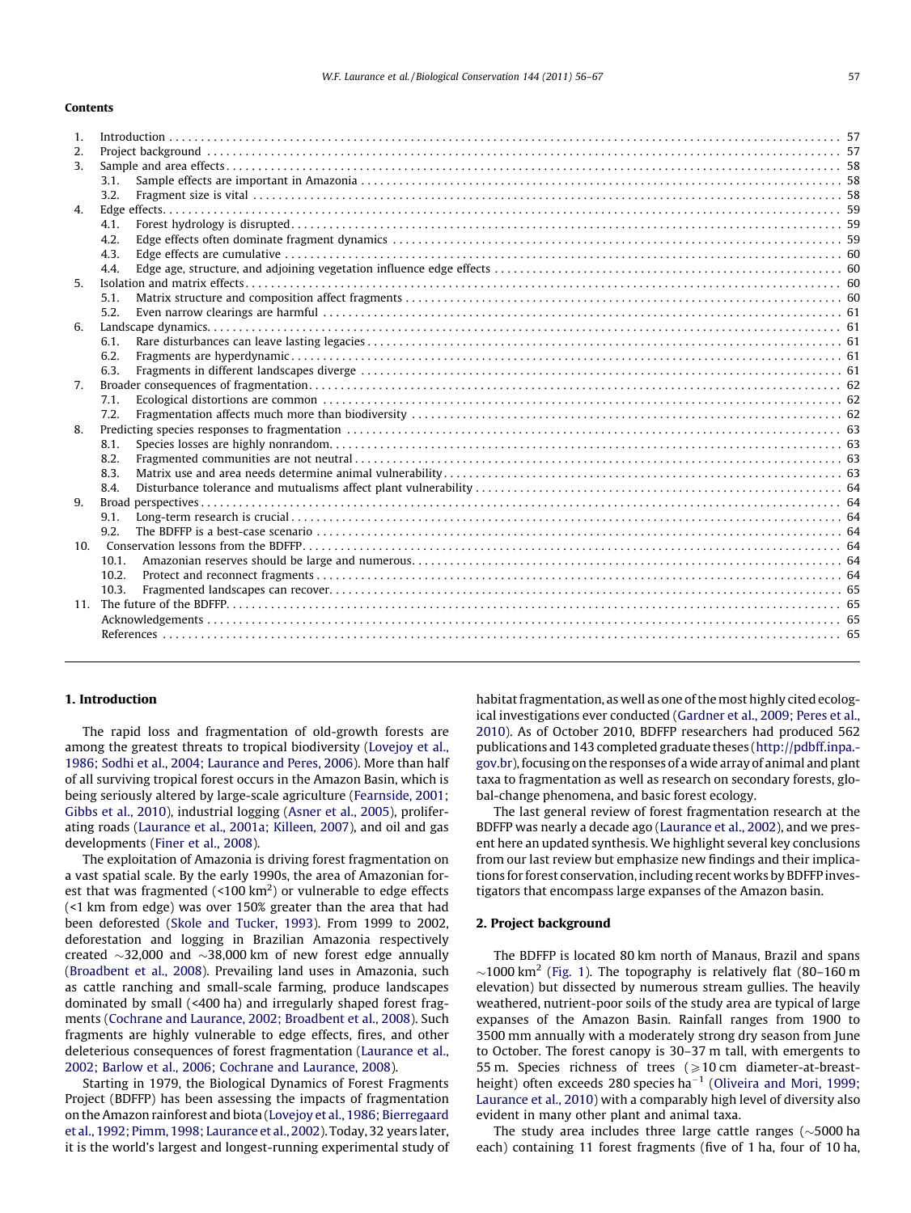## Contents

1. Introduction . . . 57
2. Project background . . . 57
3. Sample and area effects . . . 58
   - 3.1. Sample effects are important in Amazonia . . . 58
   - 3.2. Fragment size is vital . . . 58
4. Edge effects . . . 59
   - 4.1. Forest hydrology is disrupted . . . 59
   - 4.2. Edge effects often dominate fragment dynamics . . . 59
   - 4.3. Edge effects are cumulative . . . 60
   - 4.4. Edge age, structure, and adjoining vegetation influence edge effects . . . 60
5. Isolation and matrix effects . . . 60
   - 5.1. Matrix structure and composition affect fragments . . . 60
   - 5.2. Even narrow clearings are harmful . . . 61
6. Landscape dynamics . . . 61
   - 6.1. Rare disturbances can leave lasting legacies . . . 61
   - 6.2. Fragments are hyperdynamic . . . 61
   - 6.3. Fragments in different landscapes diverge . . . 61
7. Broader consequences of fragmentation . . . 62
   - 7.1. Ecological distortions are common . . . 62
   - 7.2. Fragmentation affects much more than biodiversity . . . 62
8. Predicting species responses to fragmentation . . . 63
   - 8.1. Species losses are highly nonrandom . . . 63
   - 8.2. Fragmented communities are not neutral . . . 63
   - 8.3. Matrix use and area needs determine animal vulnerability . . . 63
   - 8.4. Disturbance tolerance and mutualisms affect plant vulnerability . . . 64
9. Broad perspectives . . . 64
   - 9.1. Long-term research is crucial . . . 64
   - 9.2. The BDFFP is a best-case scenario . . . 64
10. Conservation lessons from the BDFFP . . . 64
    - 10.1. Amazonian reserves should be large and numerous . . . 64
    - 10.2. Protect and reconnect fragments . . . 64
    - 10.3. Fragmented landscapes can recover . . . 65
11. The future of the BDFFP . . . 65

Acknowledgements . . . 65

References . . . 65

## 1. Introduction

The rapid loss and fragmentation of old-growth forests are among the greatest threats to tropical biodiversity (Lovejoy et al., 1986; Sodhi et al., 2004; Laurance and Peres, 2006). More than half of all surviving tropical forest occurs in the Amazon Basin, which is being seriously altered by large-scale agriculture (Fearnside, 2001; Gibbs et al., 2010), industrial logging (Asner et al., 2005), proliferating roads (Laurance et al., 2001a; Killeen, 2007), and oil and gas developments (Finer et al., 2008).

The exploitation of Amazonia is driving forest fragmentation on a vast spatial scale. By the early 1990s, the area of Amazonian forest that was fragmented (<100 km$^2$) or vulnerable to edge effects (<1 km from edge) was over 150% greater than the area that had been deforested (Skole and Tucker, 1993). From 1999 to 2002, deforestation and logging in Brazilian Amazonia respectively created ~32,000 and ~38,000 km of new forest edge annually (Broadbent et al., 2008). Prevailing land uses in Amazonia, such as cattle ranching and small-scale farming, produce landscapes dominated by small (<400 ha) and irregularly shaped forest fragments (Cochrane and Laurance, 2002; Broadbent et al., 2008). Such fragments are highly vulnerable to edge effects, fires, and other deleterious consequences of forest fragmentation (Laurance et al., 2002; Barlow et al., 2006; Cochrane and Laurance, 2008).

Starting in 1979, the Biological Dynamics of Forest Fragments Project (BDFFP) has been assessing the impacts of fragmentation on the Amazon rainforest and biota (Lovejoy et al., 1986; Bierregaard et al., 1992; Pimm, 1998; Laurance et al., 2002). Today, 32 years later, it is the world's largest and longest-running experimental study of habitat fragmentation, as well as one of the most highly cited ecological investigations ever conducted (Gardner et al., 2009; Peres et al., 2010). As of October 2010, BDFFP researchers had produced 562 publications and 143 completed graduate theses (http://pdbff.inpa.gov.br), focusing on the responses of a wide array of animal and plant taxa to fragmentation as well as research on secondary forests, global-change phenomena, and basic forest ecology.

The last general review of forest fragmentation research at the BDFFP was nearly a decade ago (Laurance et al., 2002), and we present here an updated synthesis. We highlight several key conclusions from our last review but emphasize new findings and their implications for forest conservation, including recent works by BDFFP investigators that encompass large expanses of the Amazon basin.

## 2. Project background

The BDFFP is located 80 km north of Manaus, Brazil and spans ~1000 km$^2$ (Fig. 1). The topography is relatively flat (80–160 m elevation) but dissected by numerous stream gullies. The heavily weathered, nutrient-poor soils of the study area are typical of large expanses of the Amazon Basin. Rainfall ranges from 1900 to 3500 mm annually with a moderately strong dry season from June to October. The forest canopy is 30–37 m tall, with emergents to 55 m. Species richness of trees ($\geq$10 cm diameter-at-breast-height) often exceeds 280 species ha$^{-1}$ (Oliveira and Mori, 1999; Laurance et al., 2010) with a comparably high level of diversity also evident in many other plant and animal taxa.

The study area includes three large cattle ranges (~5000 ha each) containing 11 forest fragments (five of 1 ha, four of 10 ha,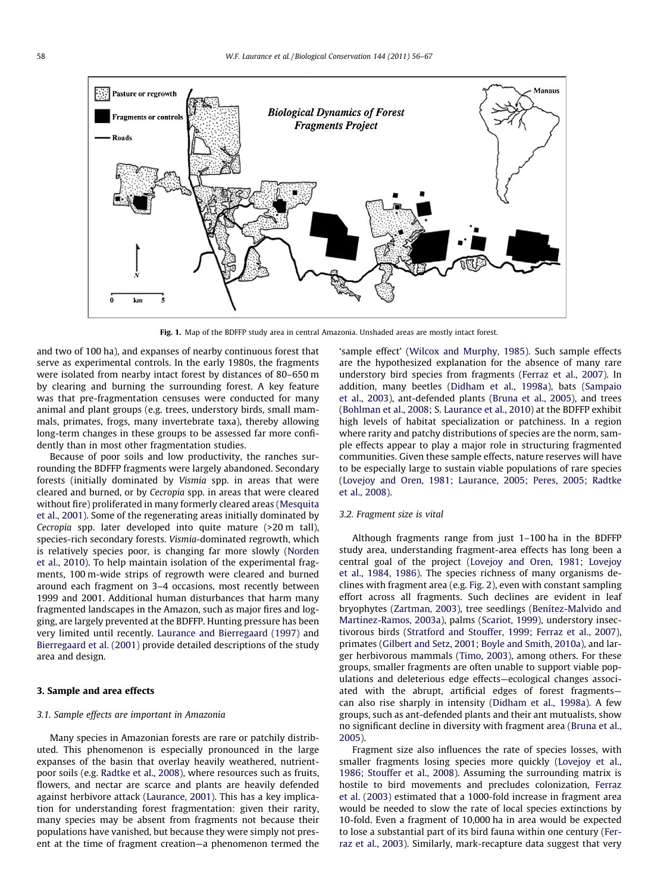Fig. 1. Map of the BDFFP study area in central Amazonia. Unshaded areas are mostly intact forest.

and two of 100 ha), and expanses of nearby continuous forest that serve as experimental controls. In the early 1980s, the fragments were isolated from nearby intact forest by distances of 80–650 m by clearing and burning the surrounding forest. A key feature was that pre-fragmentation censuses were conducted for many animal and plant groups (e.g. trees, understory birds, small mammals, primates, frogs, many invertebrate taxa), thereby allowing long-term changes in these groups to be assessed far more confidently than in most other fragmentation studies.

Because of poor soils and low productivity, the ranches surrounding the BDFFP fragments were largely abandoned. Secondary forests (initially dominated by *Vismia* spp. in areas that were cleared and burned, or by *Cecropia* spp. in areas that were cleared without fire) proliferated in many formerly cleared areas (Mesquita et al., 2001). Some of the regenerating areas initially dominated by *Cecropia* spp. later developed into quite mature (>20 m tall), species-rich secondary forests. *Vismia*-dominated regrowth, which is relatively species poor, is changing far more slowly (Norden et al., 2010). To help maintain isolation of the experimental fragments, 100 m-wide strips of regrowth were cleared and burned around each fragment on 3–4 occasions, most recently between 1999 and 2001. Additional human disturbances that harm many fragmented landscapes in the Amazon, such as major fires and logging, are largely prevented at the BDFFP. Hunting pressure has been very limited until recently. Laurance and Bierregaard (1997) and Bierregaard et al. (2001) provide detailed descriptions of the study area and design.

## 3. Sample and area effects

### 3.1. Sample effects are important in Amazonia

Many species in Amazonian forests are rare or patchily distributed. This phenomenon is especially pronounced in the large expanses of the basin that overlay heavily weathered, nutrient-poor soils (e.g. Radtke et al., 2008), where resources such as fruits, flowers, and nectar are scarce and plants are heavily defended against herbivore attack (Laurance, 2001). This has a key implication for understanding forest fragmentation: given their rarity, many species may be absent from fragments not because their populations have vanished, but because they were simply not present at the time of fragment creation—a phenomenon termed the 'sample effect' (Wilcox and Murphy, 1985). Such sample effects are the hypothesized explanation for the absence of many rare understory bird species from fragments (Ferraz et al., 2007). In addition, many beetles (Didham et al., 1998a), bats (Sampaio et al., 2003), ant-defended plants (Bruna et al., 2005), and trees (Bohlman et al., 2008; S. Laurance et al., 2010) at the BDFFP exhibit high levels of habitat specialization or patchiness. In a region where rarity and patchy distributions of species are the norm, sample effects appear to play a major role in structuring fragmented communities. Given these sample effects, nature reserves will have to be especially large to sustain viable populations of rare species (Lovejoy and Oren, 1981; Laurance, 2005; Peres, 2005; Radtke et al., 2008).

### 3.2. Fragment size is vital

Although fragments range from just 1–100 ha in the BDFFP study area, understanding fragment-area effects has long been a central goal of the project (Lovejoy and Oren, 1981; Lovejoy et al., 1984, 1986). The species richness of many organisms declines with fragment area (e.g. Fig. 2), even with constant sampling effort across all fragments. Such declines are evident in leaf bryophytes (Zartman, 2003), tree seedlings (Benítez-Malvido and Martinez-Ramos, 2003a), palms (Scariot, 1999), understory insectivorous birds (Stratford and Stouffer, 1999; Ferraz et al., 2007), primates (Gilbert and Setz, 2001; Boyle and Smith, 2010a), and larger herbivorous mammals (Timo, 2003), among others. For these groups, smaller fragments are often unable to support viable populations and deleterious edge effects—ecological changes associated with the abrupt, artificial edges of forest fragments—can also rise sharply in intensity (Didham et al., 1998a). A few groups, such as ant-defended plants and their ant mutualists, show no significant decline in diversity with fragment area (Bruna et al., 2005).

Fragment size also influences the rate of species losses, with smaller fragments losing species more quickly (Lovejoy et al., 1986; Stouffer et al., 2008). Assuming the surrounding matrix is hostile to bird movements and precludes colonization, Ferraz et al. (2003) estimated that a 1000-fold increase in fragment area would be needed to slow the rate of local species extinctions by 10-fold. Even a fragment of 10,000 ha in area would be expected to lose a substantial part of its bird fauna within one century (Ferraz et al., 2003). Similarly, mark-recapture data suggest that very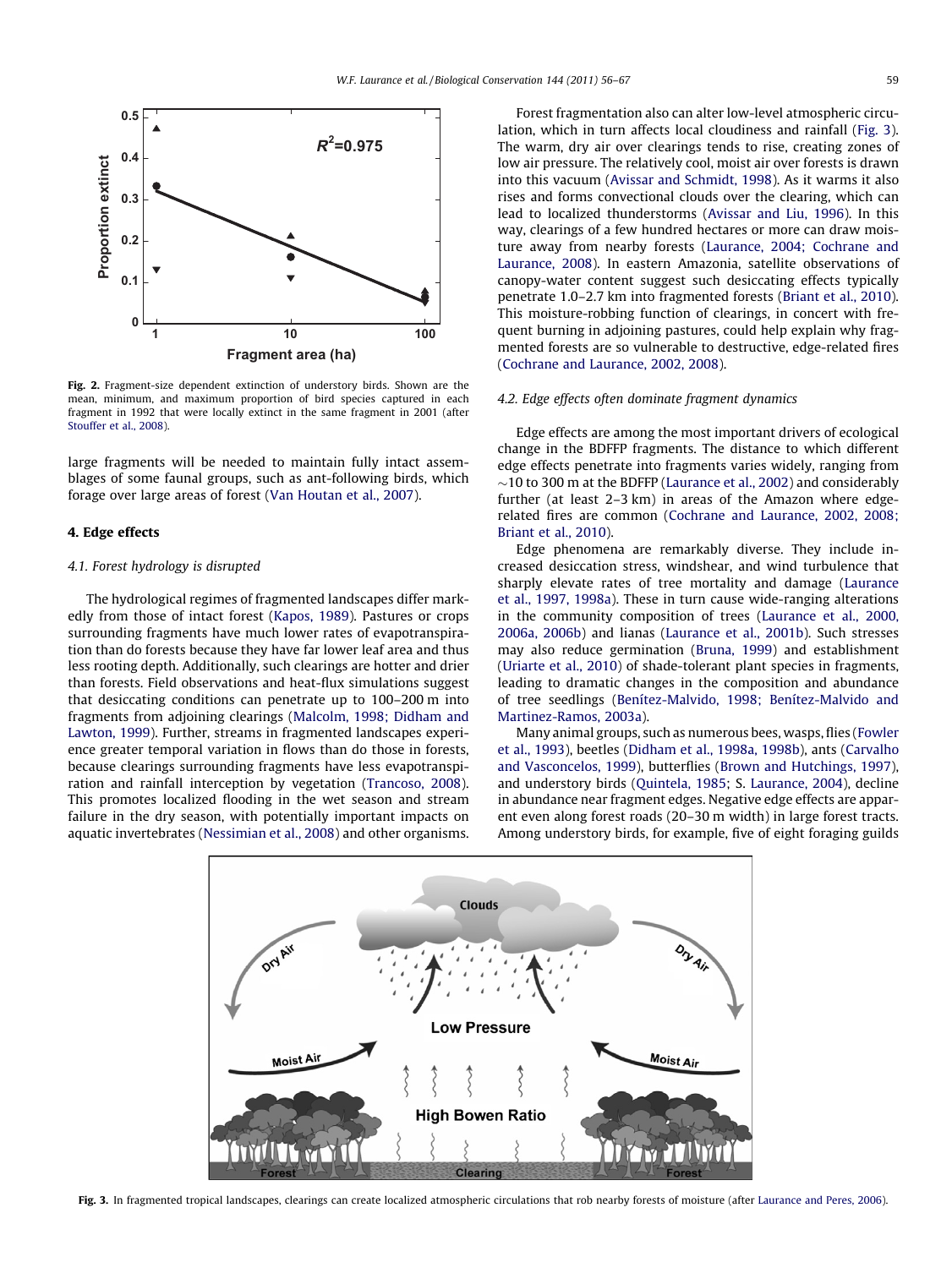Fig. 2. Fragment-size dependent extinction of understory birds. Shown are the mean, minimum, and maximum proportion of bird species captured in each fragment in 1992 that were locally extinct in the same fragment in 2001 (after Stouffer et al., 2008).

large fragments will be needed to maintain fully intact assemblages of some faunal groups, such as ant-following birds, which forage over large areas of forest (Van Houtan et al., 2007).

## 4. Edge effects

### 4.1. Forest hydrology is disrupted

The hydrological regimes of fragmented landscapes differ markedly from those of intact forest (Kapos, 1989). Pastures or crops surrounding fragments have much lower rates of evapotranspiration than do forests because they have far lower leaf area and thus less rooting depth. Additionally, such clearings are hotter and drier than forests. Field observations and heat-flux simulations suggest that desiccating conditions can penetrate up to 100–200 m into fragments from adjoining clearings (Malcolm, 1998; Didham and Lawton, 1999). Further, streams in fragmented landscapes experience greater temporal variation in flows than do those in forests, because clearings surrounding fragments have less evapotranspiration and rainfall interception by vegetation (Trancoso, 2008). This promotes localized flooding in the wet season and stream failure in the dry season, with potentially important impacts on aquatic invertebrates (Nessimian et al., 2008) and other organisms.

Forest fragmentation also can alter low-level atmospheric circulation, which in turn affects local cloudiness and rainfall (Fig. 3). The warm, dry air over clearings tends to rise, creating zones of low air pressure. The relatively cool, moist air over forests is drawn into this vacuum (Avissar and Schmidt, 1998). As it warms it also rises and forms convectional clouds over the clearing, which can lead to localized thunderstorms (Avissar and Liu, 1996). In this way, clearings of a few hundred hectares or more can draw moisture away from nearby forests (Laurance, 2004; Cochrane and Laurance, 2008). In eastern Amazonia, satellite observations of canopy-water content suggest such desiccating effects typically penetrate 1.0–2.7 km into fragmented forests (Briant et al., 2010). This moisture-robbing function of clearings, in concert with frequent burning in adjoining pastures, could help explain why fragmented forests are so vulnerable to destructive, edge-related fires (Cochrane and Laurance, 2002, 2008).

### 4.2. Edge effects often dominate fragment dynamics

Edge effects are among the most important drivers of ecological change in the BDFFP fragments. The distance to which different edge effects penetrate into fragments varies widely, ranging from ~10 to 300 m at the BDFFP (Laurance et al., 2002) and considerably further (at least 2–3 km) in areas of the Amazon where edge-related fires are common (Cochrane and Laurance, 2002, 2008; Briant et al., 2010).

Edge phenomena are remarkably diverse. They include increased desiccation stress, windshear, and wind turbulence that sharply elevate rates of tree mortality and damage (Laurance et al., 1997, 1998a). These in turn cause wide-ranging alterations in the community composition of trees (Laurance et al., 2000, 2006a, 2006b) and lianas (Laurance et al., 2001b). Such stresses may also reduce germination (Bruna, 1999) and establishment (Uriarte et al., 2010) of shade-tolerant plant species in fragments, leading to dramatic changes in the composition and abundance of tree seedlings (Benítez-Malvido, 1998; Benítez-Malvido and Martinez-Ramos, 2003a).

Many animal groups, such as numerous bees, wasps, flies (Fowler et al., 1993), beetles (Didham et al., 1998a, 1998b), ants (Carvalho and Vasconcelos, 1999), butterflies (Brown and Hutchings, 1997), and understory birds (Quintela, 1985; S. Laurance, 2004), decline in abundance near fragment edges. Negative edge effects are apparent even along forest roads (20–30 m width) in large forest tracts. Among understory birds, for example, five of eight foraging guilds

Fig. 3. In fragmented tropical landscapes, clearings can create localized atmospheric circulations that rob nearby forests of moisture (after Laurance and Peres, 2006).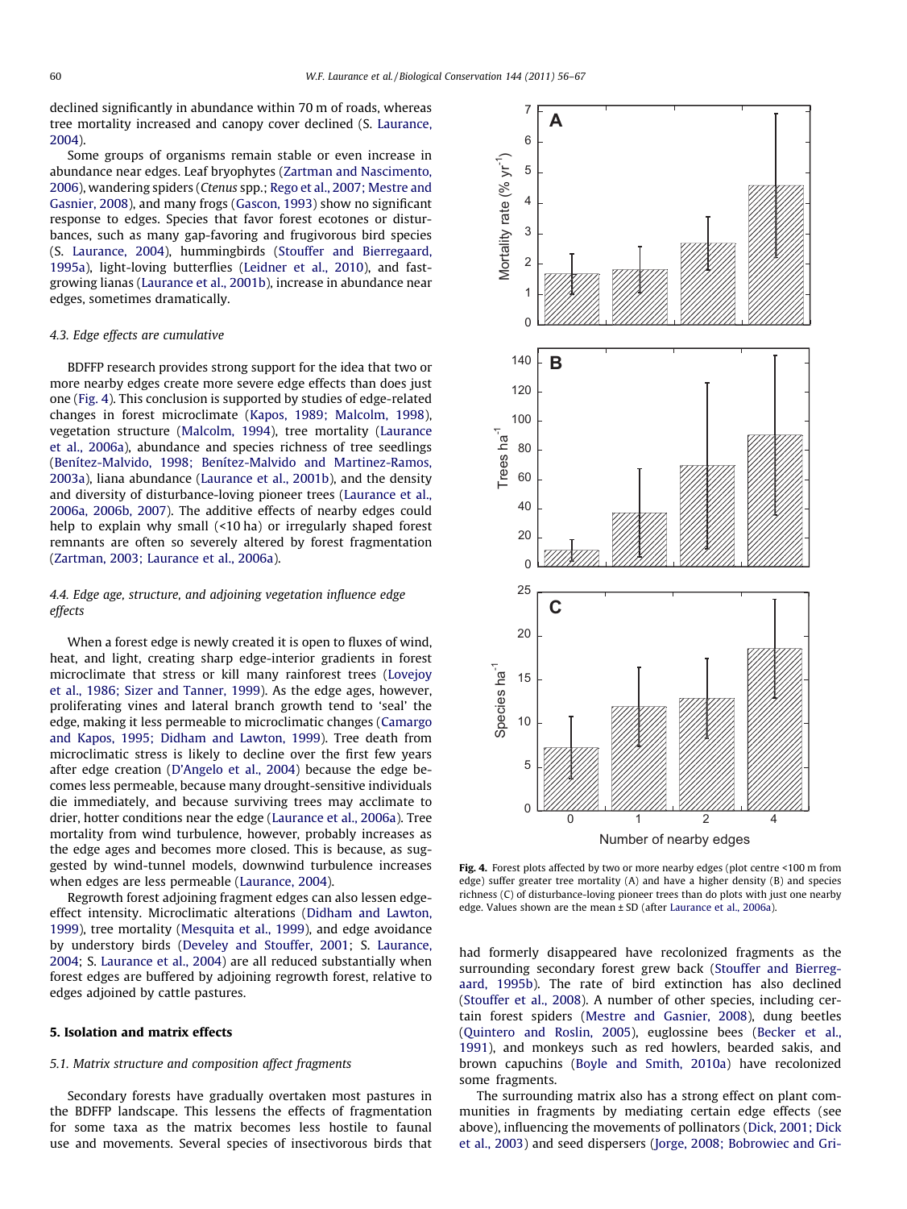declined significantly in abundance within 70 m of roads, whereas tree mortality increased and canopy cover declined (S. Laurance, 2004).

Some groups of organisms remain stable or even increase in abundance near edges. Leaf bryophytes (Zartman and Nascimento, 2006), wandering spiders (*Ctenus* spp.; Rego et al., 2007; Mestre and Gasnier, 2008), and many frogs (Gascon, 1993) show no significant response to edges. Species that favor forest ecotones or disturbances, such as many gap-favoring and frugivorous bird species (S. Laurance, 2004), hummingbirds (Stouffer and Bierregaard, 1995a), light-loving butterflies (Leidner et al., 2010), and fast-growing lianas (Laurance et al., 2001b), increase in abundance near edges, sometimes dramatically.

### 4.3. Edge effects are cumulative

BDFFP research provides strong support for the idea that two or more nearby edges create more severe edge effects than does just one (Fig. 4). This conclusion is supported by studies of edge-related changes in forest microclimate (Kapos, 1989; Malcolm, 1998), vegetation structure (Malcolm, 1994), tree mortality (Laurance et al., 2006a), abundance and species richness of tree seedlings (Benítez-Malvido, 1998; Benítez-Malvido and Martinez-Ramos, 2003a), liana abundance (Laurance et al., 2001b), and the density and diversity of disturbance-loving pioneer trees (Laurance et al., 2006a, 2006b, 2007). The additive effects of nearby edges could help to explain why small (<10 ha) or irregularly shaped forest remnants are often so severely altered by forest fragmentation (Zartman, 2003; Laurance et al., 2006a).

### 4.4. Edge age, structure, and adjoining vegetation influence edge effects

When a forest edge is newly created it is open to fluxes of wind, heat, and light, creating sharp edge-interior gradients in forest microclimate that stress or kill many rainforest trees (Lovejoy et al., 1986; Sizer and Tanner, 1999). As the edge ages, however, proliferating vines and lateral branch growth tend to 'seal' the edge, making it less permeable to microclimatic changes (Camargo and Kapos, 1995; Didham and Lawton, 1999). Tree death from microclimatic stress is likely to decline over the first few years after edge creation (D'Angelo et al., 2004) because the edge becomes less permeable, because many drought-sensitive individuals die immediately, and because surviving trees may acclimate to drier, hotter conditions near the edge (Laurance et al., 2006a). Tree mortality from wind turbulence, however, probably increases as the edge ages and becomes more closed. This is because, as suggested by wind-tunnel models, downwind turbulence increases when edges are less permeable (Laurance, 2004).

Regrowth forest adjoining fragment edges can also lessen edge-effect intensity. Microclimatic alterations (Didham and Lawton, 1999), tree mortality (Mesquita et al., 1999), and edge avoidance by understory birds (Develey and Stouffer, 2001; S. Laurance, 2004; S. Laurance et al., 2004) are all reduced substantially when forest edges are buffered by adjoining regrowth forest, relative to edges adjoined by cattle pastures.

## 5. Isolation and matrix effects

### 5.1. Matrix structure and composition affect fragments

Secondary forests have gradually overtaken most pastures in the BDFFP landscape. This lessens the effects of fragmentation for some taxa as the matrix becomes less hostile to faunal use and movements. Several species of insectivorous birds that had formerly disappeared have recolonized fragments as the surrounding secondary forest grew back (Stouffer and Bierregaard, 1995b). The rate of bird extinction has also declined (Stouffer et al., 2008). A number of other species, including certain forest spiders (Mestre and Gasnier, 2008), dung beetles (Quintero and Roslin, 2005), euglossine bees (Becker et al., 1991), and monkeys such as red howlers, bearded sakis, and brown capuchins (Boyle and Smith, 2010a) have recolonized some fragments.

The surrounding matrix also has a strong effect on plant communities in fragments by mediating certain edge effects (see above), influencing the movements of pollinators (Dick, 2001; Dick et al., 2003) and seed dispersers (Jorge, 2008; Bobrowiec and Gri-

**Fig. 4.** Forest plots affected by two or more nearby edges (plot centre <100 m from edge) suffer greater tree mortality (A) and have a higher density (B) and species richness (C) of disturbance-loving pioneer trees than do plots with just one nearby edge. Values shown are the mean ± SD (after Laurance et al., 2006a).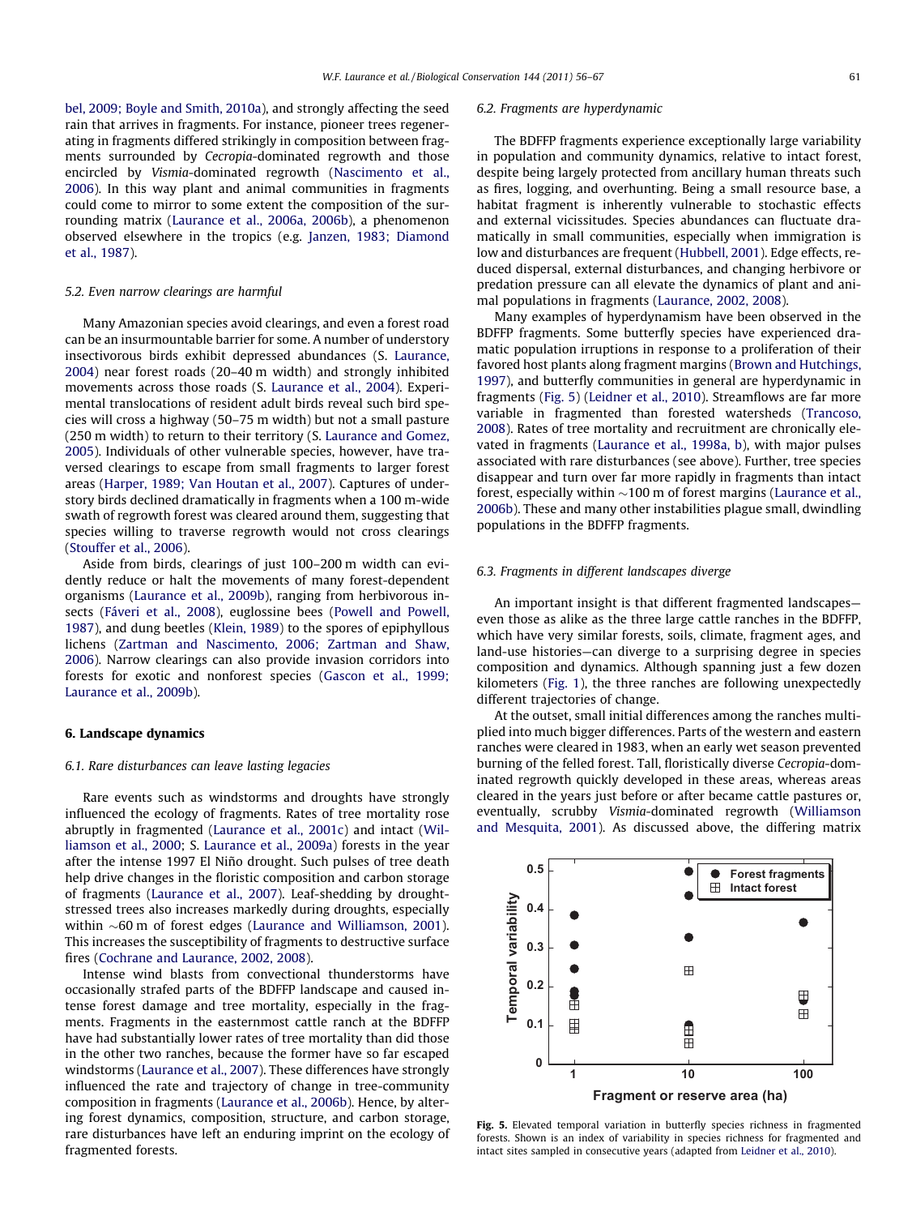bel, 2009; Boyle and Smith, 2010a), and strongly affecting the seed rain that arrives in fragments. For instance, pioneer trees regenerating in fragments differed strikingly in composition between fragments surrounded by *Cecropia*-dominated regrowth and those encircled by *Vismia*-dominated regrowth (Nascimento et al., 2006). In this way plant and animal communities in fragments could come to mirror to some extent the composition of the surrounding matrix (Laurance et al., 2006a, 2006b), a phenomenon observed elsewhere in the tropics (e.g. Janzen, 1983; Diamond et al., 1987).

### 5.2. Even narrow clearings are harmful

Many Amazonian species avoid clearings, and even a forest road can be an insurmountable barrier for some. A number of understory insectivorous birds exhibit depressed abundances (S. Laurance, 2004) near forest roads (20–40 m width) and strongly inhibited movements across those roads (S. Laurance et al., 2004). Experimental translocations of resident adult birds reveal such bird species will cross a highway (50–75 m width) but not a small pasture (250 m width) to return to their territory (S. Laurance and Gomez, 2005). Individuals of other vulnerable species, however, have traversed clearings to escape from small fragments to larger forest areas (Harper, 1989; Van Houtan et al., 2007). Captures of understory birds declined dramatically in fragments when a 100 m-wide swath of regrowth forest was cleared around them, suggesting that species willing to traverse regrowth would not cross clearings (Stouffer et al., 2006).

Aside from birds, clearings of just 100–200 m width can evidently reduce or halt the movements of many forest-dependent organisms (Laurance et al., 2009b), ranging from herbivorous insects (Fáveri et al., 2008), euglossine bees (Powell and Powell, 1987), and dung beetles (Klein, 1989) to the spores of epiphyllous lichens (Zartman and Nascimento, 2006; Zartman and Shaw, 2006). Narrow clearings can also provide invasion corridors into forests for exotic and nonforest species (Gascon et al., 1999; Laurance et al., 2009b).

## 6. Landscape dynamics

### 6.1. Rare disturbances can leave lasting legacies

Rare events such as windstorms and droughts have strongly influenced the ecology of fragments. Rates of tree mortality rose abruptly in fragmented (Laurance et al., 2001c) and intact (Williamson et al., 2000; S. Laurance et al., 2009a) forests in the year after the intense 1997 El Niño drought. Such pulses of tree death help drive changes in the floristic composition and carbon storage of fragments (Laurance et al., 2007). Leaf-shedding by drought-stressed trees also increases markedly during droughts, especially within ~60 m of forest edges (Laurance and Williamson, 2001). This increases the susceptibility of fragments to destructive surface fires (Cochrane and Laurance, 2002, 2008).

Intense wind blasts from convectional thunderstorms have occasionally strafed parts of the BDFFP landscape and caused intense forest damage and tree mortality, especially in the fragments. Fragments in the easternmost cattle ranch at the BDFFP have had substantially lower rates of tree mortality than did those in the other two ranches, because the former have so far escaped windstorms (Laurance et al., 2007). These differences have strongly influenced the rate and trajectory of change in tree-community composition in fragments (Laurance et al., 2006b). Hence, by altering forest dynamics, composition, structure, and carbon storage, rare disturbances have left an enduring imprint on the ecology of fragmented forests.

### 6.2. Fragments are hyperdynamic

The BDFFP fragments experience exceptionally large variability in population and community dynamics, relative to intact forest, despite being largely protected from ancillary human threats such as fires, logging, and overhunting. Being a small resource base, a habitat fragment is inherently vulnerable to stochastic effects and external vicissitudes. Species abundances can fluctuate dramatically in small communities, especially when immigration is low and disturbances are frequent (Hubbell, 2001). Edge effects, reduced dispersal, external disturbances, and changing herbivore or predation pressure can all elevate the dynamics of plant and animal populations in fragments (Laurance, 2002, 2008).

Many examples of hyperdynamism have been observed in the BDFFP fragments. Some butterfly species have experienced dramatic population irruptions in response to a proliferation of their favored host plants along fragment margins (Brown and Hutchings, 1997), and butterfly communities in general are hyperdynamic in fragments (Fig. 5) (Leidner et al., 2010). Streamflows are far more variable in fragmented than forested watersheds (Trancoso, 2008). Rates of tree mortality and recruitment are chronically elevated in fragments (Laurance et al., 1998a, b), with major pulses associated with rare disturbances (see above). Further, tree species disappear and turn over far more rapidly in fragments than intact forest, especially within ~100 m of forest margins (Laurance et al., 2006b). These and many other instabilities plague small, dwindling populations in the BDFFP fragments.

### 6.3. Fragments in different landscapes diverge

An important insight is that different fragmented landscapes—even those as alike as the three large cattle ranches in the BDFFP, which have very similar forests, soils, climate, fragment ages, and land-use histories—can diverge to a surprising degree in species composition and dynamics. Although spanning just a few dozen kilometers (Fig. 1), the three ranches are following unexpectedly different trajectories of change.

At the outset, small initial differences among the ranches multiplied into much bigger differences. Parts of the western and eastern ranches were cleared in 1983, when an early wet season prevented burning of the felled forest. Tall, floristically diverse *Cecropia*-dominated regrowth quickly developed in these areas, whereas areas cleared in the years just before or after became cattle pastures or, eventually, scrubby *Vismia*-dominated regrowth (Williamson and Mesquita, 2001). As discussed above, the differing matrix

**Fig. 5.** Elevated temporal variation in butterfly species richness in fragmented forests. Shown is an index of variability in species richness for fragmented and intact sites sampled in consecutive years (adapted from Leidner et al., 2010).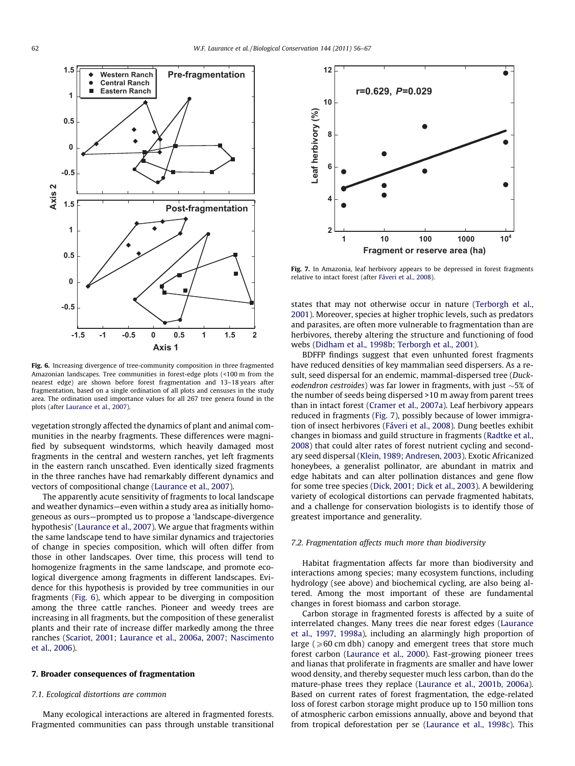**Fig. 6.** Increasing divergence of tree-community composition in three fragmented Amazonian landscapes. Tree communities in forest-edge plots (<100 m from the nearest edge) are shown before forest fragmentation and 13–18 years after fragmentation, based on a single ordination of all plots and censuses in the study area. The ordination used importance values for all 267 tree genera found in the plots (after Laurance et al., 2007).

vegetation strongly affected the dynamics of plant and animal communities in the nearby fragments. These differences were magnified by subsequent windstorms, which heavily damaged most fragments in the central and western ranches, yet left fragments in the eastern ranch unscathed. Even identically sized fragments in the three ranches have had remarkably different dynamics and vectors of compositional change (Laurance et al., 2007).

The apparently acute sensitivity of fragments to local landscape and weather dynamics—even within a study area as initially homogeneous as ours—prompted us to propose a 'landscape-divergence hypothesis' (Laurance et al., 2007). We argue that fragments within the same landscape tend to have similar dynamics and trajectories of change in species composition, which will often differ from those in other landscapes. Over time, this process will tend to homogenize fragments in the same landscape, and promote ecological divergence among fragments in different landscapes. Evidence for this hypothesis is provided by tree communities in our fragments (Fig. 6), which appear to be diverging in composition among the three cattle ranches. Pioneer and weedy trees are increasing in all fragments, but the composition of these generalist plants and their rate of increase differ markedly among the three ranches (Scariot, 2001; Laurance et al., 2006a, 2007; Nascimento et al., 2006).

## 7. Broader consequences of fragmentation

### 7.1. Ecological distortions are common

Many ecological interactions are altered in fragmented forests. Fragmented communities can pass through unstable transitional states that may not otherwise occur in nature (Terborgh et al., 2001). Moreover, species at higher trophic levels, such as predators and parasites, are often more vulnerable to fragmentation than are herbivores, thereby altering the structure and functioning of food webs (Didham et al., 1998b; Terborgh et al., 2001).

**Fig. 7.** In Amazonia, leaf herbivory appears to be depressed in forest fragments relative to intact forest (after Fáveri et al., 2008).

BDFFP findings suggest that even unhunted forest fragments have reduced densities of key mammalian seed dispersers. As a result, seed dispersal for an endemic, mammal-dispersed tree (*Duckeodendron cestroides*) was far lower in fragments, with just ~5% of the number of seeds being dispersed >10 m away from parent trees than in intact forest (Cramer et al., 2007a). Leaf herbivory appears reduced in fragments (Fig. 7), possibly because of lower immigration of insect herbivores (Fáveri et al., 2008). Dung beetles exhibit changes in biomass and guild structure in fragments (Radtke et al., 2008) that could alter rates of forest nutrient cycling and secondary seed dispersal (Klein, 1989; Andresen, 2003). Exotic Africanized honeybees, a generalist pollinator, are abundant in matrix and edge habitats and can alter pollination distances and gene flow for some tree species (Dick, 2001; Dick et al., 2003). A bewildering variety of ecological distortions can pervade fragmented habitats, and a challenge for conservation biologists is to identify those of greatest importance and generality.

### 7.2. Fragmentation affects much more than biodiversity

Habitat fragmentation affects far more than biodiversity and interactions among species; many ecosystem functions, including hydrology (see above) and biochemical cycling, are also being altered. Among the most important of these are fundamental changes in forest biomass and carbon storage.

Carbon storage in fragmented forests is affected by a suite of interrelated changes. Many trees die near forest edges (Laurance et al., 1997, 1998a), including an alarmingly high proportion of large (⩾60 cm dbh) canopy and emergent trees that store much forest carbon (Laurance et al., 2000). Fast-growing pioneer trees and lianas that proliferate in fragments are smaller and have lower wood density, and thereby sequester much less carbon, than do the mature-phase trees they replace (Laurance et al., 2001b, 2006a). Based on current rates of forest fragmentation, the edge-related loss of forest carbon storage might produce up to 150 million tons of atmospheric carbon emissions annually, above and beyond that from tropical deforestation per se (Laurance et al., 1998c). This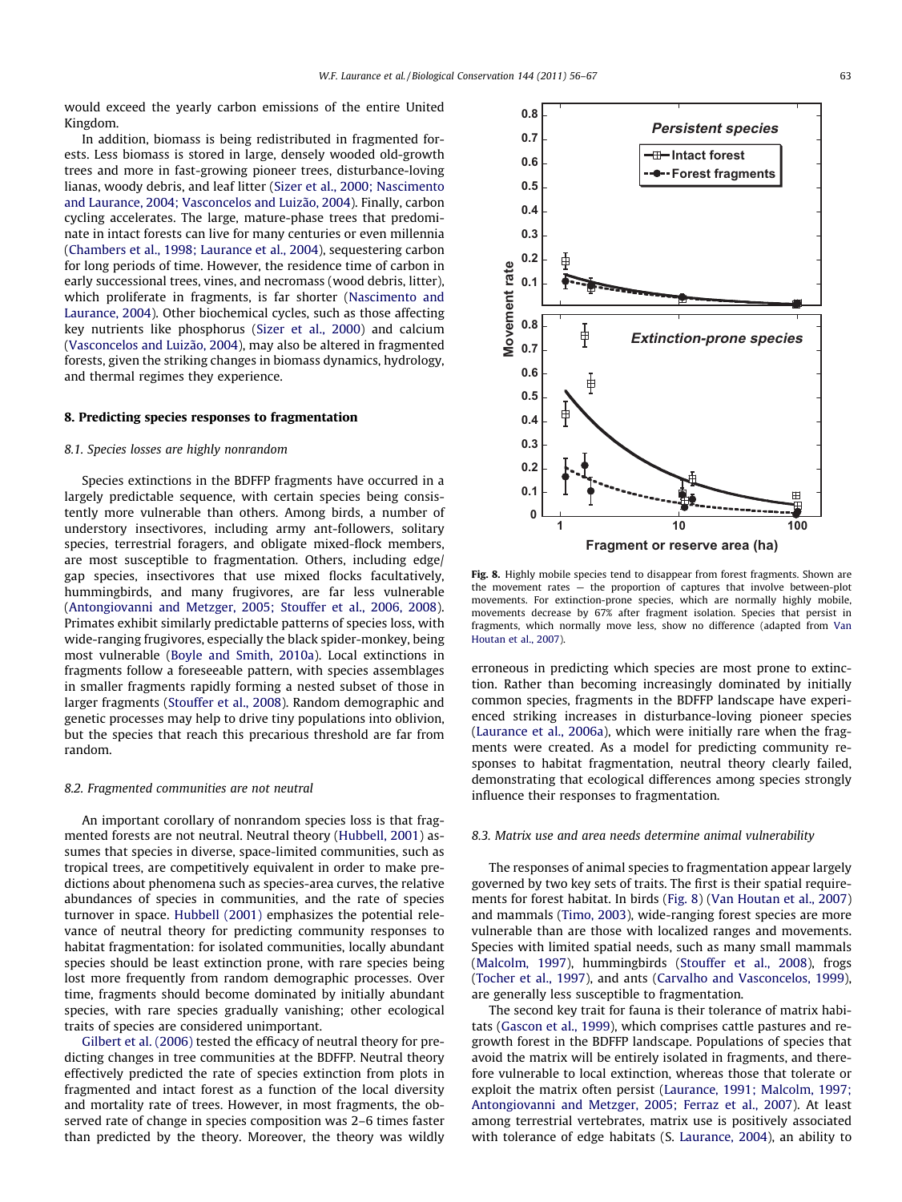would exceed the yearly carbon emissions of the entire United Kingdom.

In addition, biomass is being redistributed in fragmented forests. Less biomass is stored in large, densely wooded old-growth trees and more in fast-growing pioneer trees, disturbance-loving lianas, woody debris, and leaf litter (Sizer et al., 2000; Nascimento and Laurance, 2004; Vasconcelos and Luizão, 2004). Finally, carbon cycling accelerates. The large, mature-phase trees that predominate in intact forests can live for many centuries or even millennia (Chambers et al., 1998; Laurance et al., 2004), sequestering carbon for long periods of time. However, the residence time of carbon in early successional trees, vines, and necromass (wood debris, litter), which proliferate in fragments, is far shorter (Nascimento and Laurance, 2004). Other biochemical cycles, such as those affecting key nutrients like phosphorus (Sizer et al., 2000) and calcium (Vasconcelos and Luizão, 2004), may also be altered in fragmented forests, given the striking changes in biomass dynamics, hydrology, and thermal regimes they experience.

## 8. Predicting species responses to fragmentation

### 8.1. Species losses are highly nonrandom

Species extinctions in the BDFFP fragments have occurred in a largely predictable sequence, with certain species being consistently more vulnerable than others. Among birds, a number of understory insectivores, including army ant-followers, solitary species, terrestrial foragers, and obligate mixed-flock members, are most susceptible to fragmentation. Others, including edge/gap species, insectivores that use mixed flocks facultatively, hummingbirds, and many frugivores, are far less vulnerable (Antongiovanni and Metzger, 2005; Stouffer et al., 2006, 2008). Primates exhibit similarly predictable patterns of species loss, with wide-ranging frugivores, especially the black spider-monkey, being most vulnerable (Boyle and Smith, 2010a). Local extinctions in fragments follow a foreseeable pattern, with species assemblages in smaller fragments rapidly forming a nested subset of those in larger fragments (Stouffer et al., 2008). Random demographic and genetic processes may help to drive tiny populations into oblivion, but the species that reach this precarious threshold are far from random.

### 8.2. Fragmented communities are not neutral

An important corollary of nonrandom species loss is that fragmented forests are not neutral. Neutral theory (Hubbell, 2001) assumes that species in diverse, space-limited communities, such as tropical trees, are competitively equivalent in order to make predictions about phenomena such as species-area curves, the relative abundances of species in communities, and the rate of species turnover in space. Hubbell (2001) emphasizes the potential relevance of neutral theory for predicting community responses to habitat fragmentation: for isolated communities, locally abundant species should be least extinction prone, with rare species being lost more frequently from random demographic processes. Over time, fragments should become dominated by initially abundant species, with rare species gradually vanishing; other ecological traits of species are considered unimportant.

Gilbert et al. (2006) tested the efficacy of neutral theory for predicting changes in tree communities at the BDFFP. Neutral theory effectively predicted the rate of species extinction from plots in fragmented and intact forest as a function of the local diversity and mortality rate of trees. However, in most fragments, the observed rate of change in species composition was 2–6 times faster than predicted by the theory. Moreover, the theory was wildly erroneous in predicting which species are most prone to extinction. Rather than becoming increasingly dominated by initially common species, fragments in the BDFFP landscape have experienced striking increases in disturbance-loving pioneer species (Laurance et al., 2006a), which were initially rare when the fragments were created. As a model for predicting community responses to habitat fragmentation, neutral theory clearly failed, demonstrating that ecological differences among species strongly influence their responses to fragmentation.

Fig. 8. Highly mobile species tend to disappear from forest fragments. Shown are the movement rates — the proportion of captures that involve between-plot movements. For extinction-prone species, which are normally highly mobile, movements decrease by 67% after fragment isolation. Species that persist in fragments, which normally move less, show no difference (adapted from Van Houtan et al., 2007).

### 8.3. Matrix use and area needs determine animal vulnerability

The responses of animal species to fragmentation appear largely governed by two key sets of traits. The first is their spatial requirements for forest habitat. In birds (Fig. 8) (Van Houtan et al., 2007) and mammals (Timo, 2003), wide-ranging forest species are more vulnerable than are those with localized ranges and movements. Species with limited spatial needs, such as many small mammals (Malcolm, 1997), hummingbirds (Stouffer et al., 2008), frogs (Tocher et al., 1997), and ants (Carvalho and Vasconcelos, 1999), are generally less susceptible to fragmentation.

The second key trait for fauna is their tolerance of matrix habitats (Gascon et al., 1999), which comprises cattle pastures and regrowth forest in the BDFFP landscape. Populations of species that avoid the matrix will be entirely isolated in fragments, and therefore vulnerable to local extinction, whereas those that tolerate or exploit the matrix often persist (Laurance, 1991; Malcolm, 1997; Antongiovanni and Metzger, 2005; Ferraz et al., 2007). At least among terrestrial vertebrates, matrix use is positively associated with tolerance of edge habitats (S. Laurance, 2004), an ability to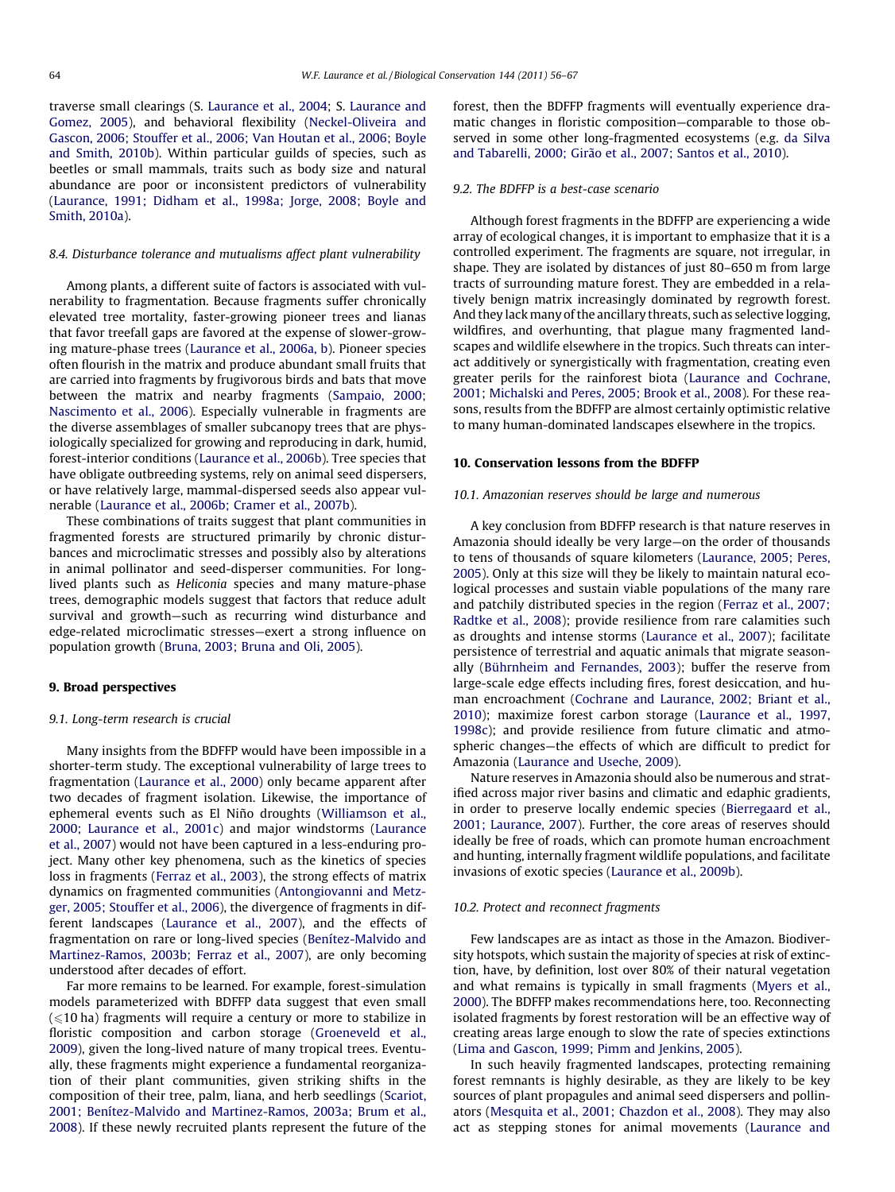traverse small clearings (S. Laurance et al., 2004; S. Laurance and Gomez, 2005), and behavioral flexibility (Neckel-Oliveira and Gascon, 2006; Stouffer et al., 2006; Van Houtan et al., 2006; Boyle and Smith, 2010b). Within particular guilds of species, such as beetles or small mammals, traits such as body size and natural abundance are poor or inconsistent predictors of vulnerability (Laurance, 1991; Didham et al., 1998a; Jorge, 2008; Boyle and Smith, 2010a).

### 8.4. Disturbance tolerance and mutualisms affect plant vulnerability

Among plants, a different suite of factors is associated with vulnerability to fragmentation. Because fragments suffer chronically elevated tree mortality, faster-growing pioneer trees and lianas that favor treefall gaps are favored at the expense of slower-growing mature-phase trees (Laurance et al., 2006a, b). Pioneer species often flourish in the matrix and produce abundant small fruits that are carried into fragments by frugivorous birds and bats that move between the matrix and nearby fragments (Sampaio, 2000; Nascimento et al., 2006). Especially vulnerable in fragments are the diverse assemblages of smaller subcanopy trees that are physiologically specialized for growing and reproducing in dark, humid, forest-interior conditions (Laurance et al., 2006b). Tree species that have obligate outbreeding systems, rely on animal seed dispersers, or have relatively large, mammal-dispersed seeds also appear vulnerable (Laurance et al., 2006b; Cramer et al., 2007b).

These combinations of traits suggest that plant communities in fragmented forests are structured primarily by chronic disturbances and microclimatic stresses and possibly also by alterations in animal pollinator and seed-disperser communities. For long-lived plants such as *Heliconia* species and many mature-phase trees, demographic models suggest that factors that reduce adult survival and growth—such as recurring wind disturbance and edge-related microclimatic stresses—exert a strong influence on population growth (Bruna, 2003; Bruna and Oli, 2005).

## 9. Broad perspectives

### 9.1. Long-term research is crucial

Many insights from the BDFFP would have been impossible in a shorter-term study. The exceptional vulnerability of large trees to fragmentation (Laurance et al., 2000) only became apparent after two decades of fragment isolation. Likewise, the importance of ephemeral events such as El Niño droughts (Williamson et al., 2000; Laurance et al., 2001c) and major windstorms (Laurance et al., 2007) would not have been captured in a less-enduring project. Many other key phenomena, such as the kinetics of species loss in fragments (Ferraz et al., 2003), the strong effects of matrix dynamics on fragmented communities (Antongiovanni and Metzger, 2005; Stouffer et al., 2006), the divergence of fragments in different landscapes (Laurance et al., 2007), and the effects of fragmentation on rare or long-lived species (Benítez-Malvido and Martinez-Ramos, 2003b; Ferraz et al., 2007), are only becoming understood after decades of effort.

Far more remains to be learned. For example, forest-simulation models parameterized with BDFFP data suggest that even small ($\leqslant$10 ha) fragments will require a century or more to stabilize in floristic composition and carbon storage (Groeneveld et al., 2009), given the long-lived nature of many tropical trees. Eventually, these fragments might experience a fundamental reorganization of their plant communities, given striking shifts in the composition of their tree, palm, liana, and herb seedlings (Scariot, 2001; Benítez-Malvido and Martinez-Ramos, 2003a; Brum et al., 2008). If these newly recruited plants represent the future of the forest, then the BDFFP fragments will eventually experience dramatic changes in floristic composition—comparable to those observed in some other long-fragmented ecosystems (e.g. da Silva and Tabarelli, 2000; Girão et al., 2007; Santos et al., 2010).

### 9.2. The BDFFP is a best-case scenario

Although forest fragments in the BDFFP are experiencing a wide array of ecological changes, it is important to emphasize that it is a controlled experiment. The fragments are square, not irregular, in shape. They are isolated by distances of just 80–650 m from large tracts of surrounding mature forest. They are embedded in a relatively benign matrix increasingly dominated by regrowth forest. And they lack many of the ancillary threats, such as selective logging, wildfires, and overhunting, that plague many fragmented landscapes and wildlife elsewhere in the tropics. Such threats can interact additively or synergistically with fragmentation, creating even greater perils for the rainforest biota (Laurance and Cochrane, 2001; Michalski and Peres, 2005; Brook et al., 2008). For these reasons, results from the BDFFP are almost certainly optimistic relative to many human-dominated landscapes elsewhere in the tropics.

## 10. Conservation lessons from the BDFFP

### 10.1. Amazonian reserves should be large and numerous

A key conclusion from BDFFP research is that nature reserves in Amazonia should ideally be very large—on the order of thousands to tens of thousands of square kilometers (Laurance, 2005; Peres, 2005). Only at this size will they be likely to maintain natural ecological processes and sustain viable populations of the many rare and patchily distributed species in the region (Ferraz et al., 2007; Radtke et al., 2008); provide resilience from rare calamities such as droughts and intense storms (Laurance et al., 2007); facilitate persistence of terrestrial and aquatic animals that migrate seasonally (Bührnheim and Fernandes, 2003); buffer the reserve from large-scale edge effects including fires, forest desiccation, and human encroachment (Cochrane and Laurance, 2002; Briant et al., 2010); maximize forest carbon storage (Laurance et al., 1997, 1998c); and provide resilience from future climatic and atmospheric changes—the effects of which are difficult to predict for Amazonia (Laurance and Useche, 2009).

Nature reserves in Amazonia should also be numerous and stratified across major river basins and climatic and edaphic gradients, in order to preserve locally endemic species (Bierregaard et al., 2001; Laurance, 2007). Further, the core areas of reserves should ideally be free of roads, which can promote human encroachment and hunting, internally fragment wildlife populations, and facilitate invasions of exotic species (Laurance et al., 2009b).

### 10.2. Protect and reconnect fragments

Few landscapes are as intact as those in the Amazon. Biodiversity hotspots, which sustain the majority of species at risk of extinction, have, by definition, lost over 80% of their natural vegetation and what remains is typically in small fragments (Myers et al., 2000). The BDFFP makes recommendations here, too. Reconnecting isolated fragments by forest restoration will be an effective way of creating areas large enough to slow the rate of species extinctions (Lima and Gascon, 1999; Pimm and Jenkins, 2005).

In such heavily fragmented landscapes, protecting remaining forest remnants is highly desirable, as they are likely to be key sources of plant propagules and animal seed dispersers and pollinators (Mesquita et al., 2001; Chazdon et al., 2008). They may also act as stepping stones for animal movements (Laurance and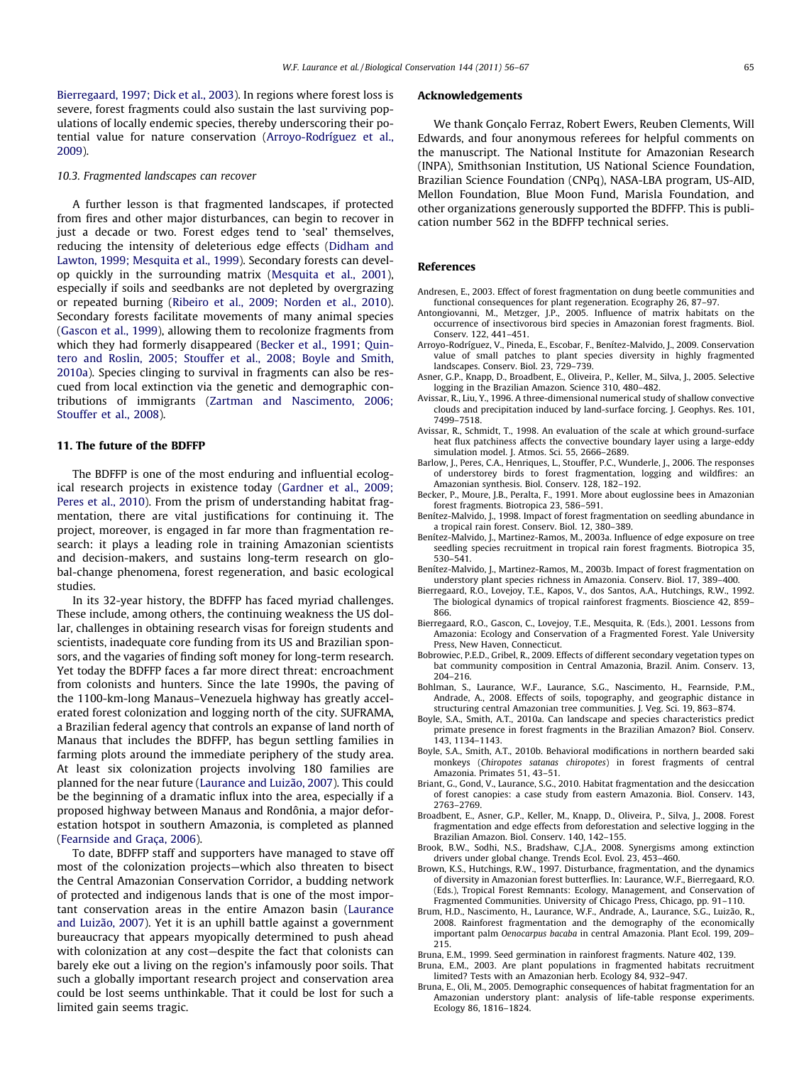Bierregaard, 1997; Dick et al., 2003). In regions where forest loss is severe, forest fragments could also sustain the last surviving populations of locally endemic species, thereby underscoring their potential value for nature conservation (Arroyo-Rodríguez et al., 2009).

### 10.3. Fragmented landscapes can recover

A further lesson is that fragmented landscapes, if protected from fires and other major disturbances, can begin to recover in just a decade or two. Forest edges tend to 'seal' themselves, reducing the intensity of deleterious edge effects (Didham and Lawton, 1999; Mesquita et al., 1999). Secondary forests can develop quickly in the surrounding matrix (Mesquita et al., 2001), especially if soils and seedbanks are not depleted by overgrazing or repeated burning (Ribeiro et al., 2009; Norden et al., 2010). Secondary forests facilitate movements of many animal species (Gascon et al., 1999), allowing them to recolonize fragments from which they had formerly disappeared (Becker et al., 1991; Quintero and Roslin, 2005; Stouffer et al., 2008; Boyle and Smith, 2010a). Species clinging to survival in fragments can also be rescued from local extinction via the genetic and demographic contributions of immigrants (Zartman and Nascimento, 2006; Stouffer et al., 2008).

## 11. The future of the BDFFP

The BDFFP is one of the most enduring and influential ecological research projects in existence today (Gardner et al., 2009; Peres et al., 2010). From the prism of understanding habitat fragmentation, there are vital justifications for continuing it. The project, moreover, is engaged in far more than fragmentation research: it plays a leading role in training Amazonian scientists and decision-makers, and sustains long-term research on global-change phenomena, forest regeneration, and basic ecological studies.

In its 32-year history, the BDFFP has faced myriad challenges. These include, among others, the continuing weakness the US dollar, challenges in obtaining research visas for foreign students and scientists, inadequate core funding from its US and Brazilian sponsors, and the vagaries of finding soft money for long-term research. Yet today the BDFFP faces a far more direct threat: encroachment from colonists and hunters. Since the late 1990s, the paving of the 1100-km-long Manaus–Venezuela highway has greatly accelerated forest colonization and logging north of the city. SUFRAMA, a Brazilian federal agency that controls an expanse of land north of Manaus that includes the BDFFP, has begun settling families in farming plots around the immediate periphery of the study area. At least six colonization projects involving 180 families are planned for the near future (Laurance and Luizão, 2007). This could be the beginning of a dramatic influx into the area, especially if a proposed highway between Manaus and Rondônia, a major deforestation hotspot in southern Amazonia, is completed as planned (Fearnside and Graça, 2006).

To date, BDFFP staff and supporters have managed to stave off most of the colonization projects—which also threaten to bisect the Central Amazonian Conservation Corridor, a budding network of protected and indigenous lands that is one of the most important conservation areas in the entire Amazon basin (Laurance and Luizão, 2007). Yet it is an uphill battle against a government bureaucracy that appears myopically determined to push ahead with colonization at any cost—despite the fact that colonists can barely eke out a living on the region's infamously poor soils. That such a globally important research project and conservation area could be lost seems unthinkable. That it could be lost for such a limited gain seems tragic.

## Acknowledgements

We thank Gonçalo Ferraz, Robert Ewers, Reuben Clements, Will Edwards, and four anonymous referees for helpful comments on the manuscript. The National Institute for Amazonian Research (INPA), Smithsonian Institution, US National Science Foundation, Brazilian Science Foundation (CNPq), NASA-LBA program, US-AID, Mellon Foundation, Blue Moon Fund, Marisla Foundation, and other organizations generously supported the BDFFP. This is publication number 562 in the BDFFP technical series.

## References

Andresen, E., 2003. Effect of forest fragmentation on dung beetle communities and functional consequences for plant regeneration. Ecography 26, 87–97.

Antongiovanni, M., Metzger, J.P., 2005. Influence of matrix habitats on the occurrence of insectivorous bird species in Amazonian forest fragments. Biol. Conserv. 122, 441–451.

Arroyo-Rodríguez, V., Pineda, E., Escobar, F., Benítez-Malvido, J., 2009. Conservation value of small patches to plant species diversity in highly fragmented landscapes. Conserv. Biol. 23, 729–739.

Asner, G.P., Knapp, D., Broadbent, E., Oliveira, P., Keller, M., Silva, J., 2005. Selective logging in the Brazilian Amazon. Science 310, 480–482.

Avissar, R., Liu, Y., 1996. A three-dimensional numerical study of shallow convective clouds and precipitation induced by land-surface forcing. J. Geophys. Res. 101, 7499–7518.

Avissar, R., Schmidt, T., 1998. An evaluation of the scale at which ground-surface heat flux patchiness affects the convective boundary layer using a large-eddy simulation model. J. Atmos. Sci. 55, 2666–2689.

Barlow, J., Peres, C.A., Henriques, L., Stouffer, P.C., Wunderle, J., 2006. The responses of understorey birds to forest fragmentation, logging and wildfires: an Amazonian synthesis. Biol. Conserv. 128, 182–192.

Becker, P., Moure, J.B., Peralta, F., 1991. More about euglossine bees in Amazonian forest fragments. Biotropica 23, 586–591.

Benítez-Malvido, J., 1998. Impact of forest fragmentation on seedling abundance in a tropical rain forest. Conserv. Biol. 12, 380–389.

Benítez-Malvido, J., Martinez-Ramos, M., 2003a. Influence of edge exposure on tree seedling species recruitment in tropical rain forest fragments. Biotropica 35, 530–541.

Benítez-Malvido, J., Martinez-Ramos, M., 2003b. Impact of forest fragmentation on understory plant species richness in Amazonia. Conserv. Biol. 17, 389–400.

Bierregaard, R.O., Lovejoy, T.E., Kapos, V., dos Santos, A.A., Hutchings, R.W., 1992. The biological dynamics of tropical rainforest fragments. Bioscience 42, 859–866.

Bierregaard, R.O., Gascon, C., Lovejoy, T.E., Mesquita, R. (Eds.), 2001. Lessons from Amazonia: Ecology and Conservation of a Fragmented Forest. Yale University Press, New Haven, Connecticut.

Bobrowiec, P.E.D., Gribel, R., 2009. Effects of different secondary vegetation types on bat community composition in Central Amazonia, Brazil. Anim. Conserv. 13, 204–216.

Bohlman, S., Laurance, W.F., Laurance, S.G., Nascimento, H., Fearnside, P.M., Andrade, A., 2008. Effects of soils, topography, and geographic distance in structuring central Amazonian tree communities. J. Veg. Sci. 19, 863–874.

Boyle, S.A., Smith, A.T., 2010a. Can landscape and species characteristics predict primate presence in forest fragments in the Brazilian Amazon? Biol. Conserv. 143, 1134–1143.

Boyle, S.A., Smith, A.T., 2010b. Behavioral modifications in northern bearded saki monkeys (*Chiropotes satanas chiropotes*) in forest fragments of central Amazonia. Primates 51, 43–51.

Briant, G., Gond, V., Laurance, S.G., 2010. Habitat fragmentation and the desiccation of forest canopies: a case study from eastern Amazonia. Biol. Conserv. 143, 2763–2769.

Broadbent, E., Asner, G.P., Keller, M., Knapp, D., Oliveira, P., Silva, J., 2008. Forest fragmentation and edge effects from deforestation and selective logging in the Brazilian Amazon. Biol. Conserv. 140, 142–155.

Brook, B.W., Sodhi, N.S., Bradshaw, C.J.A., 2008. Synergisms among extinction drivers under global change. Trends Ecol. Evol. 23, 453–460.

Brown, K.S., Hutchings, R.W., 1997. Disturbance, fragmentation, and the dynamics of diversity in Amazonian forest butterflies. In: Laurance, W.F., Bierregaard, R.O. (Eds.), Tropical Forest Remnants: Ecology, Management, and Conservation of Fragmented Communities. University of Chicago Press, Chicago, pp. 91–110.

Brum, H.D., Nascimento, H., Laurance, W.F., Andrade, A., Laurance, S.G., Luizão, R., 2008. Rainforest fragmentation and the demography of the economically important palm *Oenocarpus bacaba* in central Amazonia. Plant Ecol. 199, 209–215.

Bruna, E.M., 1999. Seed germination in rainforest fragments. Nature 402, 139.

Bruna, E.M., 2003. Are plant populations in fragmented habitats recruitment limited? Tests with an Amazonian herb. Ecology 84, 932–947.

Bruna, E., Oli, M., 2005. Demographic consequences of habitat fragmentation for an Amazonian understory plant: analysis of life-table response experiments. Ecology 86, 1816–1824.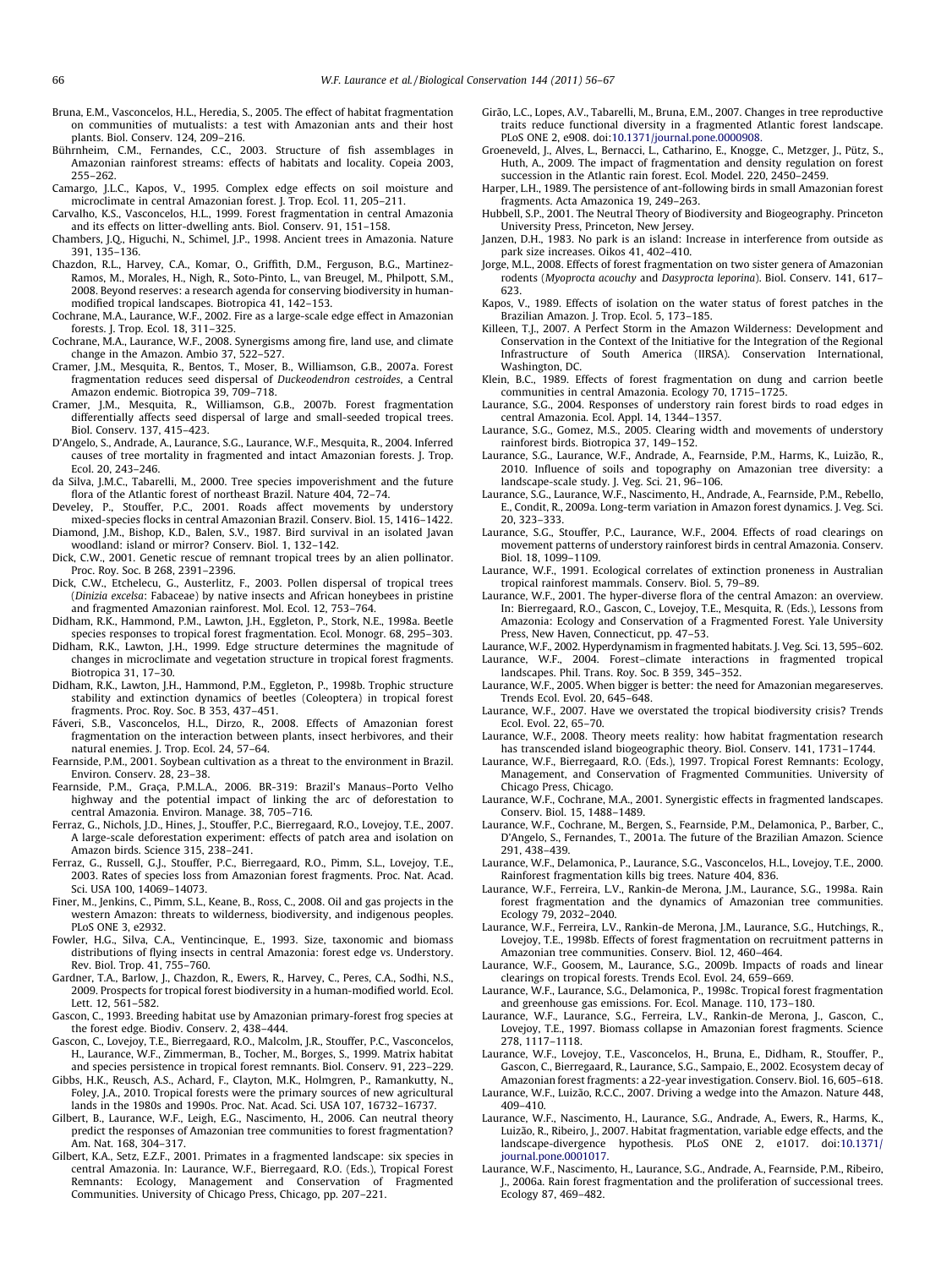Bruna, E.M., Vasconcelos, H.L., Heredia, S., 2005. The effect of habitat fragmentation on communities of mutualists: a test with Amazonian ants and their host plants. Biol. Conserv. 124, 209–216.

Bührnheim, C.M., Fernandes, C.C., 2003. Structure of fish assemblages in Amazonian rainforest streams: effects of habitats and locality. Copeia 2003, 255–262.

Camargo, J.L.C., Kapos, V., 1995. Complex edge effects on soil moisture and microclimate in central Amazonian forest. J. Trop. Ecol. 11, 205–211.

Carvalho, K.S., Vasconcelos, H.L., 1999. Forest fragmentation in central Amazonia and its effects on litter-dwelling ants. Biol. Conserv. 91, 151–158.

Chambers, J.Q., Higuchi, N., Schimel, J.P., 1998. Ancient trees in Amazonia. Nature 391, 135–136.

Chazdon, R.L., Harvey, C.A., Komar, O., Griffith, D.M., Ferguson, B.G., Martinez-Ramos, M., Morales, H., Nigh, R., Soto-Pinto, L., van Breugel, M., Philpott, S.M., 2008. Beyond reserves: a research agenda for conserving biodiversity in human-modified tropical landscapes. Biotropica 41, 142–153.

Cochrane, M.A., Laurance, W.F., 2002. Fire as a large-scale edge effect in Amazonian forests. J. Trop. Ecol. 18, 311–325.

Cochrane, M.A., Laurance, W.F., 2008. Synergisms among fire, land use, and climate change in the Amazon. Ambio 37, 522–527.

Cramer, J.M., Mesquita, R., Bentos, T., Moser, B., Williamson, G.B., 2007a. Forest fragmentation reduces seed dispersal of *Duckeodendron cestroides*, a Central Amazon endemic. Biotropica 39, 709–718.

Cramer, J.M., Mesquita, R., Williamson, G.B., 2007b. Forest fragmentation differentially affects seed dispersal of large and small-seeded tropical trees. Biol. Conserv. 137, 415–423.

D'Angelo, S., Andrade, A., Laurance, S.G., Laurance, W.F., Mesquita, R., 2004. Inferred causes of tree mortality in fragmented and intact Amazonian forests. J. Trop. Ecol. 20, 243–246.

da Silva, J.M.C., Tabarelli, M., 2000. Tree species impoverishment and the future flora of the Atlantic forest of northeast Brazil. Nature 404, 72–74.

Develey, P., Stouffer, P.C., 2001. Roads affect movements by understory mixed-species flocks in central Amazonian Brazil. Conserv. Biol. 15, 1416–1422.

Diamond, J.M., Bishop, K.D., Balen, S.V., 1987. Bird survival in an isolated Javan woodland: island or mirror? Conserv. Biol. 1, 132–142.

Dick, C.W., 2001. Genetic rescue of remnant tropical trees by an alien pollinator. Proc. Roy. Soc. B 268, 2391–2396.

Dick, C.W., Etchelecu, G., Austerlitz, F., 2003. Pollen dispersal of tropical trees (*Dinizia excelsa*: Fabaceae) by native insects and African honeybees in pristine and fragmented Amazonian rainforest. Mol. Ecol. 12, 753–764.

Didham, R.K., Hammond, P.M., Lawton, J.H., Eggleton, P., Stork, N.E., 1998a. Beetle species responses to tropical forest fragmentation. Ecol. Monogr. 68, 295–303.

Didham, R.K., Lawton, J.H., 1999. Edge structure determines the magnitude of changes in microclimate and vegetation structure in tropical forest fragments. Biotropica 31, 17–30.

Didham, R.K., Lawton, J.H., Hammond, P.M., Eggleton, P., 1998b. Trophic structure stability and extinction dynamics of beetles (Coleoptera) in tropical forest fragments. Proc. Roy. Soc. B 353, 437–451.

Fáveri, S.B., Vasconcelos, H.L., Dirzo, R., 2008. Effects of Amazonian forest fragmentation on the interaction between plants, insect herbivores, and their natural enemies. J. Trop. Ecol. 24, 57–64.

Fearnside, P.M., 2001. Soybean cultivation as a threat to the environment in Brazil. Environ. Conserv. 28, 23–38.

Fearnside, P.M., Graça, P.M.L.A., 2006. BR-319: Brazil's Manaus–Porto Velho highway and the potential impact of linking the arc of deforestation to central Amazonia. Environ. Manage. 38, 705–716.

Ferraz, G., Nichols, J.D., Hines, J., Stouffer, P.C., Bierregaard, R.O., Lovejoy, T.E., 2007. A large-scale deforestation experiment: effects of patch area and isolation on Amazon birds. Science 315, 238–241.

Ferraz, G., Russell, G.J., Stouffer, P.C., Bierregaard, R.O., Pimm, S.L., Lovejoy, T.E., 2003. Rates of species loss from Amazonian forest fragments. Proc. Nat. Acad. Sci. USA 100, 14069–14073.

Finer, M., Jenkins, C., Pimm, S.L., Keane, B., Ross, C., 2008. Oil and gas projects in the western Amazon: threats to wilderness, biodiversity, and indigenous peoples. PLoS ONE 3, e2932.

Fowler, H.G., Silva, C.A., Ventincinque, E., 1993. Size, taxonomic and biomass distributions of flying insects in central Amazonia: forest edge vs. Understory. Rev. Biol. Trop. 41, 755–760.

Gardner, T.A., Barlow, J., Chazdon, R., Ewers, R., Harvey, C., Peres, C.A., Sodhi, N.S., 2009. Prospects for tropical forest biodiversity in a human-modified world. Ecol. Lett. 12, 561–582.

Gascon, C., 1993. Breeding habitat use by Amazonian primary-forest frog species at the forest edge. Biodiv. Conserv. 2, 438–444.

Gascon, C., Lovejoy, T.E., Bierregaard, R.O., Malcolm, J.R., Stouffer, P.C., Vasconcelos, H., Laurance, W.F., Zimmerman, B., Tocher, M., Borges, S., 1999. Matrix habitat and species persistence in tropical forest remnants. Biol. Conserv. 91, 223–229.

Gibbs, H.K., Reusch, A.S., Achard, F., Clayton, M.K., Holmgren, P., Ramankutty, N., Foley, J.A., 2010. Tropical forests were the primary sources of new agricultural lands in the 1980s and 1990s. Proc. Nat. Acad. Sci. USA 107, 16732–16737.

Gilbert, B., Laurance, W.F., Leigh, E.G., Nascimento, H., 2006. Can neutral theory predict the responses of Amazonian tree communities to forest fragmentation? Am. Nat. 168, 304–317.

Gilbert, K.A., Setz, E.Z.F., 2001. Primates in a fragmented landscape: six species in central Amazonia. In: Laurance, W.F., Bierregaard, R.O. (Eds.), Tropical Forest Remnants: Ecology, Management and Conservation of Fragmented Communities. University of Chicago Press, Chicago, pp. 207–221.

Girão, L.C., Lopes, A.V., Tabarelli, M., Bruna, E.M., 2007. Changes in tree reproductive traits reduce functional diversity in a fragmented Atlantic forest landscape. PLoS ONE 2, e908. doi:10.1371/journal.pone.0000908.

Groeneveld, J., Alves, L., Bernacci, L., Catharino, E., Knogge, C., Metzger, J., Pütz, S., Huth, A., 2009. The impact of fragmentation and density regulation on forest succession in the Atlantic rain forest. Ecol. Model. 220, 2450–2459.

Harper, L.H., 1989. The persistence of ant-following birds in small Amazonian forest fragments. Acta Amazonica 19, 249–263.

Hubbell, S.P., 2001. The Neutral Theory of Biodiversity and Biogeography. Princeton University Press, Princeton, New Jersey.

Janzen, D.H., 1983. No park is an island: Increase in interference from outside as park size increases. Oikos 41, 402–410.

Jorge, M.L., 2008. Effects of forest fragmentation on two sister genera of Amazonian rodents (*Myoprocta acouchy* and *Dasyprocta leporina*). Biol. Conserv. 141, 617–623.

Kapos, V., 1989. Effects of isolation on the water status of forest patches in the Brazilian Amazon. J. Trop. Ecol. 5, 173–185.

Killeen, T.J., 2007. A Perfect Storm in the Amazon Wilderness: Development and Conservation in the Context of the Initiative for the Integration of the Regional Infrastructure of South America (IIRSA). Conservation International, Washington, DC.

Klein, B.C., 1989. Effects of forest fragmentation on dung and carrion beetle communities in central Amazonia. Ecology 70, 1715–1725.

Laurance, S.G., 2004. Responses of understory rain forest birds to road edges in central Amazonia. Ecol. Appl. 14, 1344–1357.

Laurance, S.G., Gomez, M.S., 2005. Clearing width and movements of understory rainforest birds. Biotropica 37, 149–152.

Laurance, S.G., Laurance, W.F., Andrade, A., Fearnside, P.M., Harms, K., Luizão, R., 2010. Influence of soils and topography on Amazonian tree diversity: a landscape-scale study. J. Veg. Sci. 21, 96–106.

Laurance, S.G., Laurance, W.F., Nascimento, H., Andrade, A., Fearnside, P.M., Rebello, E., Condit, R., 2009a. Long-term variation in Amazon forest dynamics. J. Veg. Sci. 20, 323–333.

Laurance, S.G., Stouffer, P.C., Laurance, W.F., 2004. Effects of road clearings on movement patterns of understory rainforest birds in central Amazonia. Conserv. Biol. 18, 1099–1109.

Laurance, W.F., 1991. Ecological correlates of extinction proneness in Australian tropical rainforest mammals. Conserv. Biol. 5, 79–89.

Laurance, W.F., 2001. The hyper-diverse flora of the central Amazon: an overview. In: Bierregaard, R.O., Gascon, C., Lovejoy, T.E., Mesquita, R. (Eds.), Lessons from Amazonia: Ecology and Conservation of a Fragmented Forest. Yale University Press, New Haven, Connecticut, pp. 47–53.

Laurance, W.F., 2002. Hyperdynamism in fragmented habitats. J. Veg. Sci. 13, 595–602.

Laurance, W.F., 2004. Forest–climate interactions in fragmented tropical landscapes. Phil. Trans. Roy. Soc. B 359, 345–352.

Laurance, W.F., 2005. When bigger is better: the need for Amazonian megareserves. Trends Ecol. Evol. 20, 645–648.

Laurance, W.F., 2007. Have we overstated the tropical biodiversity crisis? Trends Ecol. Evol. 22, 65–70.

Laurance, W.F., 2008. Theory meets reality: how habitat fragmentation research has transcended island biogeographic theory. Biol. Conserv. 141, 1731–1744.

Laurance, W.F., Bierregaard, R.O. (Eds.), 1997. Tropical Forest Remnants: Ecology, Management, and Conservation of Fragmented Communities. University of Chicago Press, Chicago.

Laurance, W.F., Cochrane, M.A., 2001. Synergistic effects in fragmented landscapes. Conserv. Biol. 15, 1488–1489.

Laurance, W.F., Cochrane, M.A., Bergen, S., Fearnside, P.M., Delamonica, P., Barber, C., D'Angelo, S., Fernandes, T., 2001a. The future of the Brazilian Amazon. Science 291, 438–439.

Laurance, W.F., Delamonica, P., Laurance, S.G., Vasconcelos, H.L., Lovejoy, T.E., 2000. Rainforest fragmentation kills big trees. Nature 404, 836.

Laurance, W.F., Ferreira, L.V., Rankin-de Merona, J.M., Laurance, S.G., 1998a. Rain forest fragmentation and the dynamics of Amazonian tree communities. Ecology 79, 2032–2040.

Laurance, W.F., Ferreira, L.V., Rankin-de Merona, J.M., Laurance, S.G., Hutchings, R., Lovejoy, T.E., 1998b. Effects of forest fragmentation on recruitment patterns in Amazonian tree communities. Conserv. Biol. 12, 460–464.

Laurance, W.F., Goosem, M., Laurance, S.G., 2009b. Impacts of roads and linear clearings on tropical forests. Trends Ecol. Evol. 24, 659–669.

Laurance, W.F., Laurance, S.G., Delamonica, P., 1998c. Tropical forest fragmentation and greenhouse gas emissions. For. Ecol. Manage. 110, 173–180.

Laurance, W.F., Laurance, S.G., Ferreira, L.V., Rankin-de Merona, J., Gascon, C., Lovejoy, T.E., 1997. Biomass collapse in Amazonian forest fragments. Science 278, 1117–1118.

Laurance, W.F., Lovejoy, T.E., Vasconcelos, H., Bruna, E., Didham, R., Stouffer, P., Gascon, C., Bierregaard, R., Laurance, S.G., Sampaio, E., 2002. Ecosystem decay of Amazonian forest fragments: a 22-year investigation. Conserv. Biol. 16, 605–618.

Laurance, W.F., Luizão, R.C.C., 2007. Driving a wedge into the Amazon. Nature 448, 409–410.

Laurance, W.F., Nascimento, H., Laurance, S.G., Andrade, A., Ewers, R., Harms, K., Luizão, R., Ribeiro, J., 2007. Habitat fragmentation, variable edge effects, and the landscape-divergence hypothesis. PLoS ONE 2, e1017. doi:10.1371/journal.pone.0001017.

Laurance, W.F., Nascimento, H., Laurance, S.G., Andrade, A., Fearnside, P.M., Ribeiro, J., 2006a. Rain forest fragmentation and the proliferation of successional trees. Ecology 87, 469–482.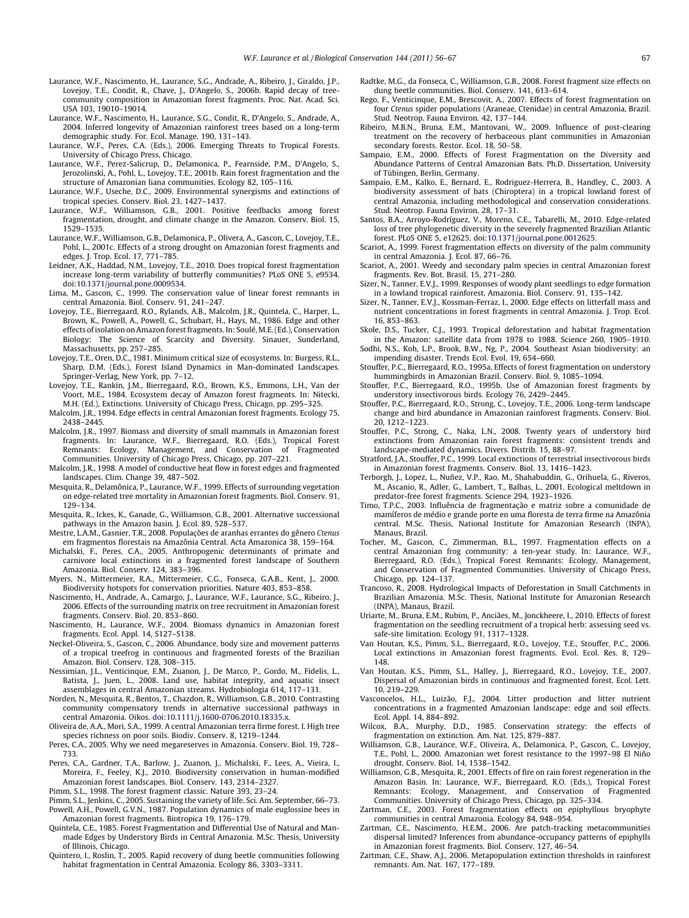Laurance, W.F., Nascimento, H., Laurance, S.G., Andrade, A., Ribeiro, J., Giraldo, J.P., Lovejoy, T.E., Condit, R., Chave, J., D'Angelo, S., 2006b. Rapid decay of tree-community composition in Amazonian forest fragments. Proc. Nat. Acad. Sci. USA 103, 19010–19014.

Laurance, W.F., Nascimento, H., Laurance, S.G., Condit, R., D'Angelo, S., Andrade, A., 2004. Inferred longevity of Amazonian rainforest trees based on a long-term demographic study. For. Ecol. Manage. 190, 131–143.

Laurance, W.F., Peres, C.A. (Eds.), 2006. Emerging Threats to Tropical Forests. University of Chicago Press, Chicago.

Laurance, W.F., Perez-Salicrup, D., Delamonica, P., Fearnside, P.M., D'Angelo, S., Jerozolinski, A., Pohl, L., Lovejoy, T.E., 2001b. Rain forest fragmentation and the structure of Amazonian liana communities. Ecology 82, 105–116.

Laurance, W.F., Useche, D.C., 2009. Environmental synergisms and extinctions of tropical species. Conserv. Biol. 23, 1427–1437.

Laurance, W.F., Williamson, G.B., 2001. Positive feedbacks among forest fragmentation, drought, and climate change in the Amazon. Conserv. Biol. 15, 1529–1535.

Laurance, W.F., Williamson, G.B., Delamonica, P., Olivera, A., Gascon, C., Lovejoy, T.E., Pohl, L., 2001c. Effects of a strong drought on Amazonian forest fragments and edges. J. Trop. Ecol. 17, 771–785.

Leidner, A.K., Haddad, N.M., Lovejoy, T.E., 2010. Does tropical forest fragmentation increase long-term variability of butterfly communities? PLoS ONE 5, e9534. doi:10.1371/journal.pone.0009534.

Lima, M., Gascon, C., 1999. The conservation value of linear forest remnants in central Amazonia. Biol. Conserv. 91, 241–247.

Lovejoy, T.E., Bierregaard, R.O., Rylands, A.B., Malcolm, J.R., Quintela, C., Harper, L., Brown, K., Powell, A., Powell, G., Schubart, H., Hays, M., 1986. Edge and other effects of isolation on Amazon forest fragments. In: Soulé, M.E. (Ed.), Conservation Biology: The Science of Scarcity and Diversity. Sinauer, Sunderland, Massachusetts, pp. 257–285.

Lovejoy, T.E., Oren, D.C., 1981. Minimum critical size of ecosystems. In: Burgess, R.L., Sharp, D.M. (Eds.), Forest Island Dynamics in Man-dominated Landscapes. Springer-Verlag, New York, pp. 7–12.

Lovejoy, T.E., Rankin, J.M., Bierregaard, R.O., Brown, K.S., Emmons, L.H., Van der Voort, M.E., 1984. Ecosystem decay of Amazon forest fragments. In: Nitecki, M.H. (Ed.), Extinctions. University of Chicago Press, Chicago, pp. 295–325.

Malcolm, J.R., 1994. Edge effects in central Amazonian forest fragments. Ecology 75, 2438–2445.

Malcolm, J.R., 1997. Biomass and diversity of small mammals in Amazonian forest fragments. In: Laurance, W.F., Bierregaard, R.O. (Eds.), Tropical Forest Remnants: Ecology, Management, and Conservation of Fragmented Communities. University of Chicago Press, Chicago, pp. 207–221.

Malcolm, J.R., 1998. A model of conductive heat flow in forest edges and fragmented landscapes. Clim. Change 39, 487–502.

Mesquita, R., Delamônica, P., Laurance, W.F., 1999. Effects of surrounding vegetation on edge-related tree mortality in Amazonian forest fragments. Biol. Conserv. 91, 129–134.

Mesquita, R., Ickes, K., Ganade, G., Williamson, G.B., 2001. Alternative successional pathways in the Amazon basin. J. Ecol. 89, 528–537.

Mestre, L.A.M., Gasnier, T.R., 2008. Populações de aranhas errantes do gênero *Ctenus* em fragmentos florestais na Amazônia Central. Acta Amazonica 38, 159–164.

Michalski, F., Peres, C.A., 2005. Anthropogenic determinants of primate and carnivore local extinctions in a fragmented forest landscape of Southern Amazonia. Biol. Conserv. 124, 383–396.

Myers, N., Mittermeier, R.A., Mittermeier, C.G., Fonseca, G.A.B., Kent, J., 2000. Biodiversity hotspots for conservation priorities. Nature 403, 853–858.

Nascimento, H., Andrade, A., Camargo, J., Laurance, W.F., Laurance, S.G., Ribeiro, J., 2006. Effects of the surrounding matrix on tree recruitment in Amazonian forest fragments. Conserv. Biol. 20, 853–860.

Nascimento, H., Laurance, W.F., 2004. Biomass dynamics in Amazonian forest fragments. Ecol. Appl. 14, S127–S138.

Neckel-Oliveira, S., Gascon, C., 2006. Abundance, body size and movement patterns of a tropical treefrog in continuous and fragmented forests of the Brazilian Amazon. Biol. Conserv. 128, 308–315.

Nessimian, J.L., Venticinque, E.M., Zuanon, J., De Marco, P., Gordo, M., Fidelis, L., Batista, J., Juen, L., 2008. Land use, habitat integrity, and aquatic insect assemblages in central Amazonian streams. Hydrobiologia 614, 117–131.

Norden, N., Mesquita, R., Bentos, T., Chazdon, R., Williamson, G.B., 2010. Contrasting community compensatory trends in alternative successional pathways in central Amazonia. Oikos. doi:10.1111/j.1600-0706.2010.18335.x.

Oliveira de, A.A., Mori, S.A., 1999. A central Amazonian terra firme forest. I. High tree species richness on poor soils. Biodiv. Conserv. 8, 1219–1244.

Peres, C.A., 2005. Why we need megareserves in Amazonia. Conserv. Biol. 19, 728–733.

Peres, C.A., Gardner, T.A., Barlow, J., Zuanon, J., Michalski, F., Lees, A., Vieira, I., Moreira, F., Feeley, K.J., 2010. Biodiversity conservation in human-modified Amazonian forest landscapes. Biol. Conserv. 143, 2314–2327.

Pimm, S.L., 1998. The forest fragment classic. Nature 393, 23–24.

Pimm, S.L., Jenkins, C., 2005. Sustaining the variety of life. Sci. Am. September, 66–73.

Powell, A.H., Powell, G.V.N., 1987. Population dynamics of male euglossine bees in Amazonian forest fragments. Biotropica 19, 176–179.

Quintela, C.E., 1985. Forest Fragmentation and Differential Use of Natural and Man-made Edges by Understory Birds in Central Amazonia. M.Sc. Thesis, University of Illinois, Chicago.

Quintero, I., Roslin, T., 2005. Rapid recovery of dung beetle communities following habitat fragmentation in Central Amazonia. Ecology 86, 3303–3311.

Radtke, M.G., da Fonseca, C., Williamson, G.B., 2008. Forest fragment size effects on dung beetle communities. Biol. Conserv. 141, 613–614.

Rego, F., Venticinque, E.M., Brescovit, A., 2007. Effects of forest fragmentation on four *Ctenus* spider populations (Araneae, Ctenidae) in central Amazonia, Brazil. Stud. Neotrop. Fauna Environ. 42, 137–144.

Ribeiro, M.B.N., Bruna, E.M., Mantovani, W., 2009. Influence of post-clearing treatment on the recovery of herbaceous plant communities in Amazonian secondary forests. Restor. Ecol. 18, 50–58.

Sampaio, E.M., 2000. Effects of Forest Fragmentation on the Diversity and Abundance Patterns of Central Amazonian Bats. Ph.D. Dissertation, University of Tübingen, Berlin, Germany.

Sampaio, E.M., Kalko, E., Bernard, E., Rodriguez-Herrera, B., Handley, C., 2003. A biodiversity assessment of bats (Chiroptera) in a tropical lowland forest of central Amazonia, including methodological and conservation considerations. Stud. Neotrop. Fauna Environ. 28, 17–31.

Santos, B.A., Arroyo-Rodríguez, V., Moreno, C.E., Tabarelli, M., 2010. Edge-related loss of tree phylogenetic diversity in the severely fragmented Brazilian Atlantic forest. PLoS ONE 5, e12625. doi:10.1371/journal.pone.0012625.

Scariot, A., 1999. Forest fragmentation effects on diversity of the palm community in central Amazonia. J. Ecol. 87, 66–76.

Scariot, A., 2001. Weedy and secondary palm species in central Amazonian forest fragments. Rev. Bot. Brasil. 15, 271–280.

Sizer, N., Tanner, E.V.J., 1999. Responses of woody plant seedlings to edge formation in a lowland tropical rainforest. Amazonia. Biol. Conserv. 91, 135–142.

Sizer, N., Tanner, E.V.J., Kossman-Ferraz, I., 2000. Edge effects on litterfall mass and nutrient concentrations in forest fragments in central Amazonia. J. Trop. Ecol. 16, 853–863.

Skole, D.S., Tucker, C.J., 1993. Tropical deforestation and habitat fragmentation in the Amazon: satellite data from 1978 to 1988. Science 260, 1905–1910.

Sodhi, N.S., Koh, L.P., Brook, B.W., Ng, P., 2004. Southeast Asian biodiversity: an impending disaster. Trends Ecol. Evol. 19, 654–660.

Stouffer, P.C., Bierregaard, R.O., 1995a. Effects of forest fragmentation on understory hummingbirds in Amazonian Brazil. Conserv. Biol. 9, 1085–1094.

Stouffer, P.C., Bierregaard, R.O., 1995b. Use of Amazonian forest fragments by understory insectivorous birds. Ecology 76, 2429–2445.

Stouffer, P.C., Bierregaard, R.O., Strong, C., Lovejoy, T.E., 2006. Long-term landscape change and bird abundance in Amazonian rainforest fragments. Conserv. Biol. 20, 1212–1223.

Stouffer, P.C., Strong, C., Naka, L.N., 2008. Twenty years of understory bird extinctions from Amazonian rain forest fragments: consistent trends and landscape-mediated dynamics. Divers. Distrib. 15, 88–97.

Stratford, J.A., Stouffer, P.C., 1999. Local extinctions of terrestrial insectivorous birds in Amazonian forest fragments. Conserv. Biol. 13, 1416–1423.

Terborgh, J., Lopez, L., Nuñez, V.P., Rao, M., Shahabuddin, G., Orihuela, G., Riveros, M., Ascanio, R., Adler, G., Lambert, T., Balbas, L., 2001. Ecological meltdown in predator-free forest fragments. Science 294, 1923–1926.

Timo, T.P.C., 2003. Influência de fragmentação e matriz sobre a comunidade de mamíferos de médio e grande porte em uma floresta de terra firme na Amazônia central. M.Sc. Thesis, National Institute for Amazonian Research (INPA), Manaus, Brazil.

Tocher, M., Gascon, C., Zimmerman, B.L., 1997. Fragmentation effects on a central Amazonian frog community: a ten-year study. In: Laurance, W.F., Bierregaard, R.O. (Eds.), Tropical Forest Remnants: Ecology, Management, and Conservation of Fragmented Communities. University of Chicago Press, Chicago, pp. 124–137.

Trancoso, R., 2008. Hydrological Impacts of Deforestation in Small Catchments in Brazilian Amazonia. M.Sc. Thesis, National Institute for Amazonian Research (INPA), Manaus, Brazil.

Uriarte, M., Bruna, E.M., Rubim, P., Anciães, M., Jonckheere, I., 2010. Effects of forest fragmentation on the seedling recruitment of a tropical herb: assessing seed vs. safe-site limitation. Ecology 91, 1317–1328.

Van Houtan, K.S., Pimm, S.L., Bierregaard, R.O., Lovejoy, T.E., Stouffer, P.C., 2006. Local extinctions in Amazonian forest fragments. Evol. Ecol. Res. 8, 129–148.

Van Houtan, K.S., Pimm, S.L., Halley, J., Bierregaard, R.O., Lovejoy, T.E., 2007. Dispersal of Amazonian birds in continuous and fragmented forest. Ecol. Lett. 10, 219–229.

Vasconcelos, H.L., Luizão, F.J., 2004. Litter production and litter nutrient concentrations in a fragmented Amazonian landscape: edge and soil effects. Ecol. Appl. 14, 884–892.

Wilcox, B.A., Murphy, D.D., 1985. Conservation strategy: the effects of fragmentation on extinction. Am. Nat. 125, 879–887.

Williamson, G.B., Laurance, W.F., Oliveira, A., Delamonica, P., Gascon, C., Lovejoy, T.E., Pohl, L., 2000. Amazonian wet forest resistance to the 1997–98 El Niño drought. Conserv. Biol. 14, 1538–1542.

Williamson, G.B., Mesquita, R., 2001. Effects of fire on rain forest regeneration in the Amazon Basin. In: Laurance, W.F., Bierregaard, R.O. (Eds.), Tropical Forest Remnants: Ecology, Management, and Conservation of Fragmented Communities. University of Chicago Press, Chicago, pp. 325–334.

Zartman, C.E., 2003. Forest fragmentation effects on epiphyllous bryophyte communities in central Amazonia. Ecology 84, 948–954.

Zartman, C.E., Nascimento, H.E.M., 2006. Are patch-tracking metacommunities dispersal limited? Inferences from abundance-occupancy patterns of epiphylls in Amazonian forest fragments. Biol. Conserv. 127, 46–54.

Zartman, C.E., Shaw, A.J., 2006. Metapopulation extinction thresholds in rainforest remnants. Am. Nat. 167, 177–189.